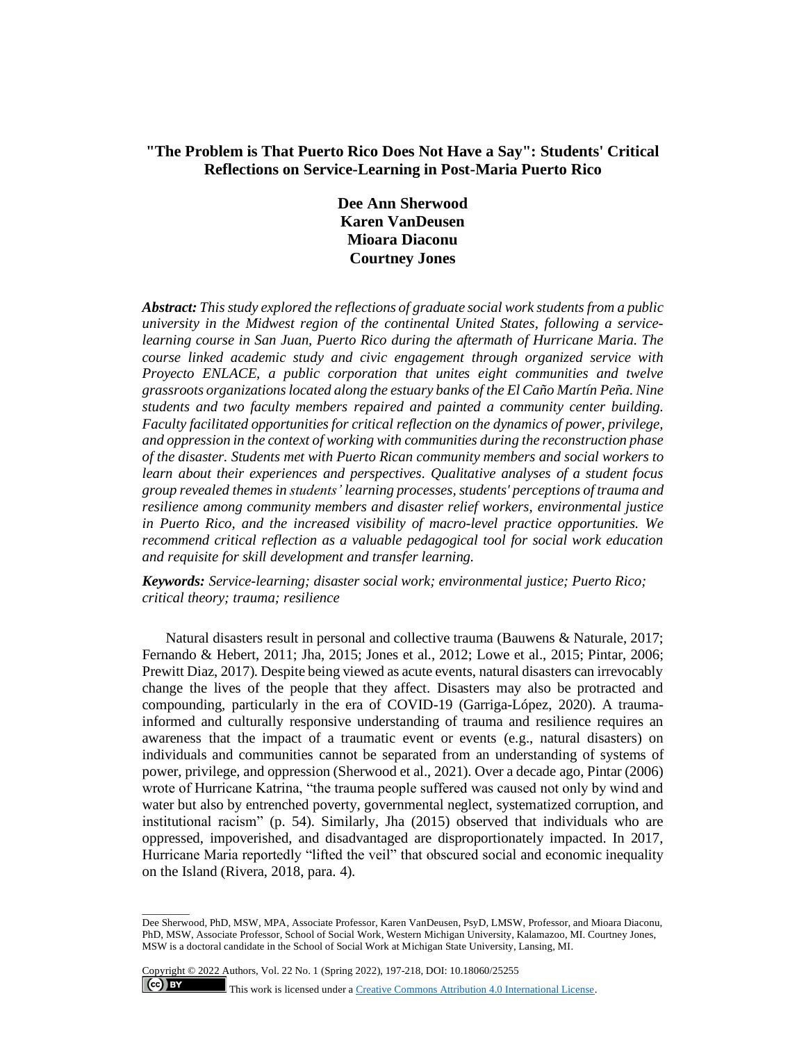# "The Problem is That Puerto Rico Does Not Have a Say": Students' Critical Reflections on Service-Learning in Post-Maria Puerto Rico

**Dee Ann Sherwood**
**Karen VanDeusen**
**Mioara Diaconu**
**Courtney Jones**

***Abstract:*** *This study explored the reflections of graduate social work students from a public university in the Midwest region of the continental United States, following a service-learning course in San Juan, Puerto Rico during the aftermath of Hurricane Maria. The course linked academic study and civic engagement through organized service with Proyecto ENLACE, a public corporation that unites eight communities and twelve grassroots organizations located along the estuary banks of the El Caño Martín Peña. Nine students and two faculty members repaired and painted a community center building. Faculty facilitated opportunities for critical reflection on the dynamics of power, privilege, and oppression in the context of working with communities during the reconstruction phase of the disaster. Students met with Puerto Rican community members and social workers to learn about their experiences and perspectives. Qualitative analyses of a student focus group revealed themes in students' learning processes, students' perceptions of trauma and resilience among community members and disaster relief workers, environmental justice in Puerto Rico, and the increased visibility of macro-level practice opportunities. We recommend critical reflection as a valuable pedagogical tool for social work education and requisite for skill development and transfer learning.*

***Keywords:*** *Service-learning; disaster social work; environmental justice; Puerto Rico; critical theory; trauma; resilience*

Natural disasters result in personal and collective trauma (Bauwens & Naturale, 2017; Fernando & Hebert, 2011; Jha, 2015; Jones et al., 2012; Lowe et al., 2015; Pintar, 2006; Prewitt Diaz, 2017). Despite being viewed as acute events, natural disasters can irrevocably change the lives of the people that they affect. Disasters may also be protracted and compounding, particularly in the era of COVID-19 (Garriga-López, 2020). A trauma-informed and culturally responsive understanding of trauma and resilience requires an awareness that the impact of a traumatic event or events (e.g., natural disasters) on individuals and communities cannot be separated from an understanding of systems of power, privilege, and oppression (Sherwood et al., 2021). Over a decade ago, Pintar (2006) wrote of Hurricane Katrina, "the trauma people suffered was caused not only by wind and water but also by entrenched poverty, governmental neglect, systematized corruption, and institutional racism" (p. 54). Similarly, Jha (2015) observed that individuals who are oppressed, impoverished, and disadvantaged are disproportionately impacted. In 2017, Hurricane Maria reportedly "lifted the veil" that obscured social and economic inequality on the Island (Rivera, 2018, para. 4).

---

Dee Sherwood, PhD, MSW, MPA, Associate Professor, Karen VanDeusen, PsyD, LMSW, Professor, and Mioara Diaconu, PhD, MSW, Associate Professor, School of Social Work, Western Michigan University, Kalamazoo, MI. Courtney Jones, MSW is a doctoral candidate in the School of Social Work at Michigan State University, Lansing, MI.

Copyright © 2022 Authors, Vol. 22 No. 1 (Spring 2022), 197-218, DOI: 10.18060/25255

This work is licensed under a Creative Commons Attribution 4.0 International License.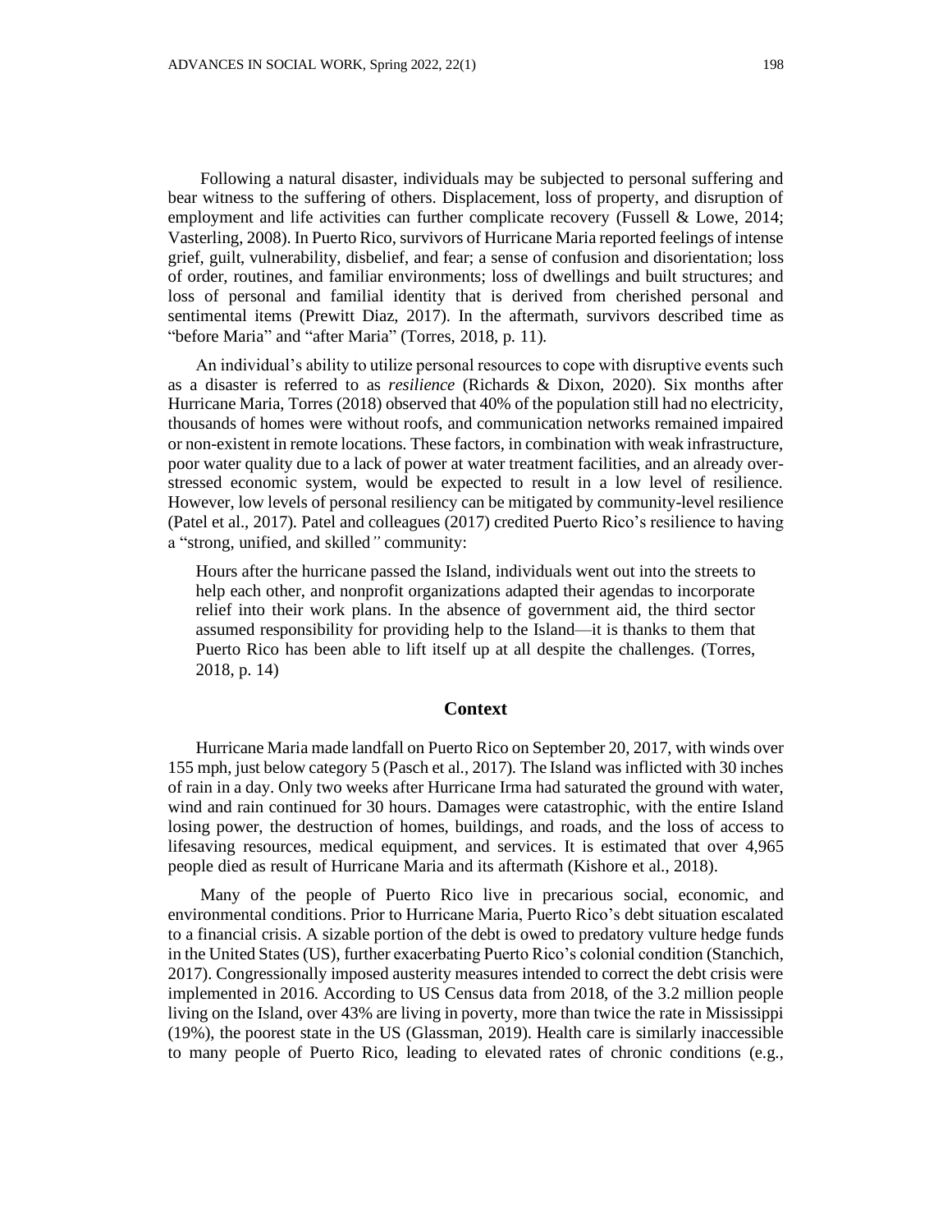Following a natural disaster, individuals may be subjected to personal suffering and bear witness to the suffering of others. Displacement, loss of property, and disruption of employment and life activities can further complicate recovery (Fussell & Lowe, 2014; Vasterling, 2008). In Puerto Rico, survivors of Hurricane Maria reported feelings of intense grief, guilt, vulnerability, disbelief, and fear; a sense of confusion and disorientation; loss of order, routines, and familiar environments; loss of dwellings and built structures; and loss of personal and familial identity that is derived from cherished personal and sentimental items (Prewitt Diaz, 2017). In the aftermath, survivors described time as "before Maria" and "after Maria" (Torres, 2018, p. 11).

An individual's ability to utilize personal resources to cope with disruptive events such as a disaster is referred to as *resilience* (Richards & Dixon, 2020). Six months after Hurricane Maria, Torres (2018) observed that 40% of the population still had no electricity, thousands of homes were without roofs, and communication networks remained impaired or non-existent in remote locations. These factors, in combination with weak infrastructure, poor water quality due to a lack of power at water treatment facilities, and an already over-stressed economic system, would be expected to result in a low level of resilience. However, low levels of personal resiliency can be mitigated by community-level resilience (Patel et al., 2017). Patel and colleagues (2017) credited Puerto Rico's resilience to having a "strong, unified, and skilled" community:

> Hours after the hurricane passed the Island, individuals went out into the streets to help each other, and nonprofit organizations adapted their agendas to incorporate relief into their work plans. In the absence of government aid, the third sector assumed responsibility for providing help to the Island—it is thanks to them that Puerto Rico has been able to lift itself up at all despite the challenges. (Torres, 2018, p. 14)

## Context

Hurricane Maria made landfall on Puerto Rico on September 20, 2017, with winds over 155 mph, just below category 5 (Pasch et al., 2017). The Island was inflicted with 30 inches of rain in a day. Only two weeks after Hurricane Irma had saturated the ground with water, wind and rain continued for 30 hours. Damages were catastrophic, with the entire Island losing power, the destruction of homes, buildings, and roads, and the loss of access to lifesaving resources, medical equipment, and services. It is estimated that over 4,965 people died as result of Hurricane Maria and its aftermath (Kishore et al., 2018).

Many of the people of Puerto Rico live in precarious social, economic, and environmental conditions. Prior to Hurricane Maria, Puerto Rico's debt situation escalated to a financial crisis. A sizable portion of the debt is owed to predatory vulture hedge funds in the United States (US), further exacerbating Puerto Rico's colonial condition (Stanchich, 2017). Congressionally imposed austerity measures intended to correct the debt crisis were implemented in 2016. According to US Census data from 2018, of the 3.2 million people living on the Island, over 43% are living in poverty, more than twice the rate in Mississippi (19%), the poorest state in the US (Glassman, 2019). Health care is similarly inaccessible to many people of Puerto Rico, leading to elevated rates of chronic conditions (e.g.,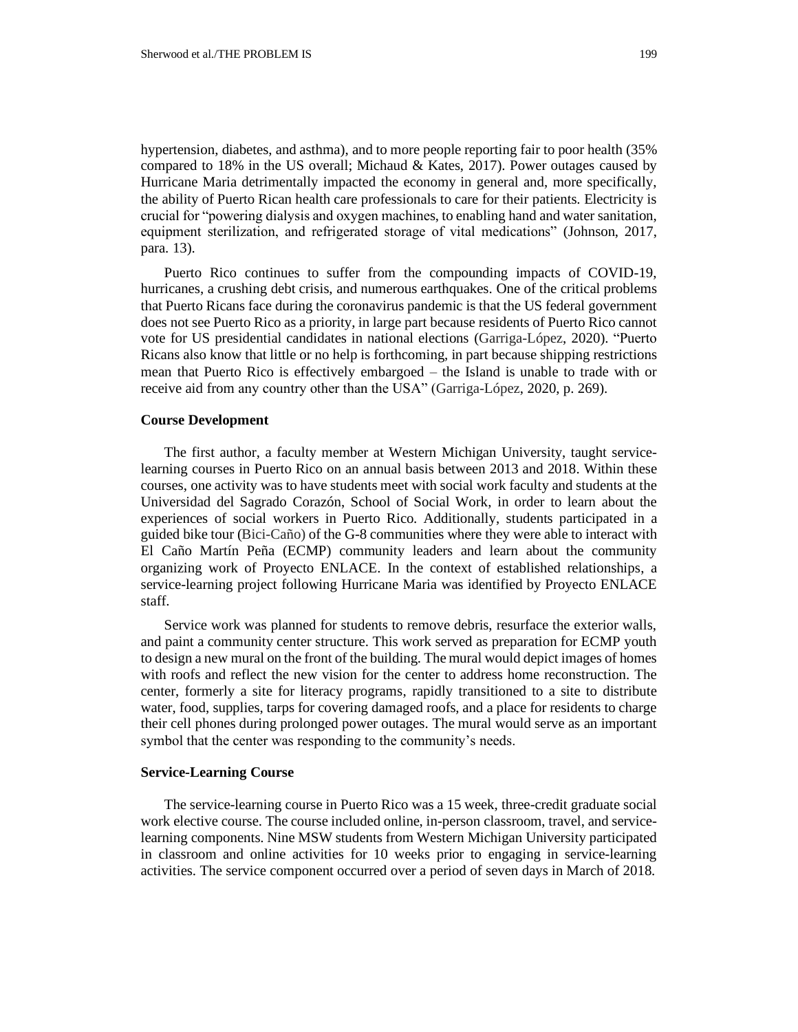hypertension, diabetes, and asthma), and to more people reporting fair to poor health (35% compared to 18% in the US overall; Michaud & Kates, 2017). Power outages caused by Hurricane Maria detrimentally impacted the economy in general and, more specifically, the ability of Puerto Rican health care professionals to care for their patients. Electricity is crucial for "powering dialysis and oxygen machines, to enabling hand and water sanitation, equipment sterilization, and refrigerated storage of vital medications" (Johnson, 2017, para. 13).

Puerto Rico continues to suffer from the compounding impacts of COVID-19, hurricanes, a crushing debt crisis, and numerous earthquakes. One of the critical problems that Puerto Ricans face during the coronavirus pandemic is that the US federal government does not see Puerto Rico as a priority, in large part because residents of Puerto Rico cannot vote for US presidential candidates in national elections (Garriga-López, 2020). "Puerto Ricans also know that little or no help is forthcoming, in part because shipping restrictions mean that Puerto Rico is effectively embargoed – the Island is unable to trade with or receive aid from any country other than the USA" (Garriga-López, 2020, p. 269).

**Course Development**

The first author, a faculty member at Western Michigan University, taught service-learning courses in Puerto Rico on an annual basis between 2013 and 2018. Within these courses, one activity was to have students meet with social work faculty and students at the Universidad del Sagrado Corazón, School of Social Work, in order to learn about the experiences of social workers in Puerto Rico. Additionally, students participated in a guided bike tour (Bici-Caño) of the G-8 communities where they were able to interact with El Caño Martín Peña (ECMP) community leaders and learn about the community organizing work of Proyecto ENLACE. In the context of established relationships, a service-learning project following Hurricane Maria was identified by Proyecto ENLACE staff.

Service work was planned for students to remove debris, resurface the exterior walls, and paint a community center structure. This work served as preparation for ECMP youth to design a new mural on the front of the building. The mural would depict images of homes with roofs and reflect the new vision for the center to address home reconstruction. The center, formerly a site for literacy programs, rapidly transitioned to a site to distribute water, food, supplies, tarps for covering damaged roofs, and a place for residents to charge their cell phones during prolonged power outages. The mural would serve as an important symbol that the center was responding to the community's needs.

**Service-Learning Course**

The service-learning course in Puerto Rico was a 15 week, three-credit graduate social work elective course. The course included online, in-person classroom, travel, and service-learning components. Nine MSW students from Western Michigan University participated in classroom and online activities for 10 weeks prior to engaging in service-learning activities. The service component occurred over a period of seven days in March of 2018.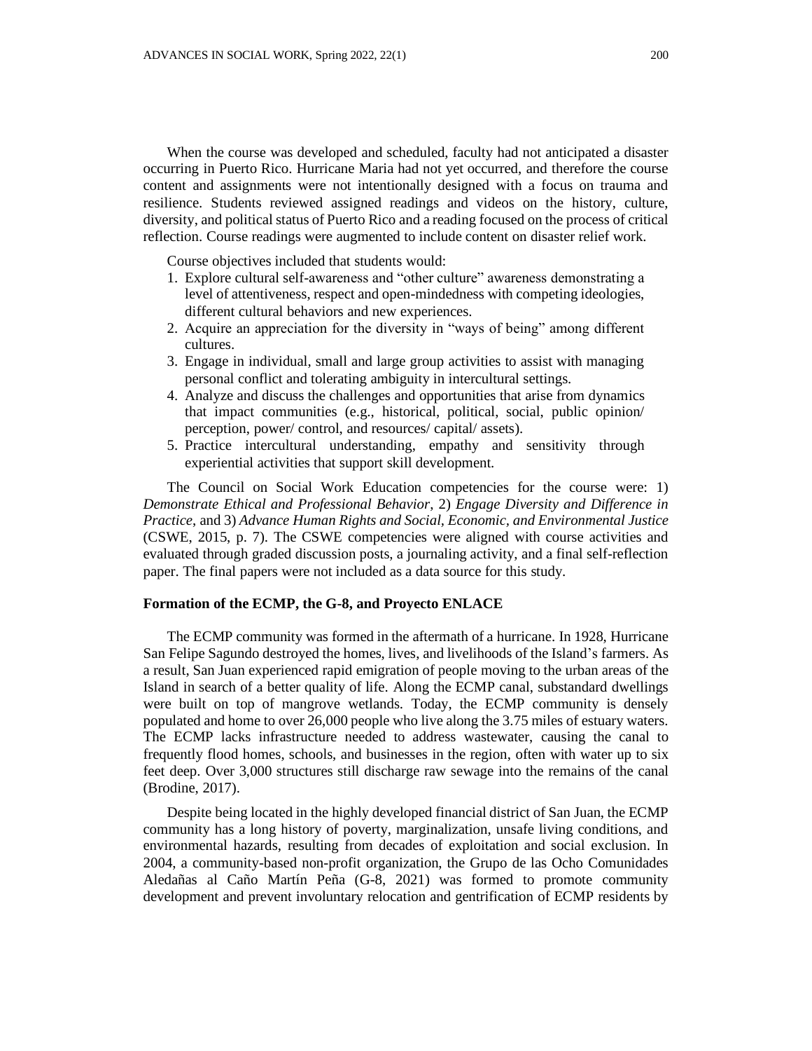When the course was developed and scheduled, faculty had not anticipated a disaster occurring in Puerto Rico. Hurricane Maria had not yet occurred, and therefore the course content and assignments were not intentionally designed with a focus on trauma and resilience. Students reviewed assigned readings and videos on the history, culture, diversity, and political status of Puerto Rico and a reading focused on the process of critical reflection. Course readings were augmented to include content on disaster relief work.

Course objectives included that students would:

1. Explore cultural self-awareness and "other culture" awareness demonstrating a level of attentiveness, respect and open-mindedness with competing ideologies, different cultural behaviors and new experiences.
2. Acquire an appreciation for the diversity in "ways of being" among different cultures.
3. Engage in individual, small and large group activities to assist with managing personal conflict and tolerating ambiguity in intercultural settings.
4. Analyze and discuss the challenges and opportunities that arise from dynamics that impact communities (e.g., historical, political, social, public opinion/ perception, power/ control, and resources/ capital/ assets).
5. Practice intercultural understanding, empathy and sensitivity through experiential activities that support skill development.

The Council on Social Work Education competencies for the course were: 1) *Demonstrate Ethical and Professional Behavior*, 2) *Engage Diversity and Difference in Practice*, and 3) *Advance Human Rights and Social, Economic, and Environmental Justice* (CSWE, 2015, p. 7). The CSWE competencies were aligned with course activities and evaluated through graded discussion posts, a journaling activity, and a final self-reflection paper. The final papers were not included as a data source for this study.

### Formation of the ECMP, the G-8, and Proyecto ENLACE

The ECMP community was formed in the aftermath of a hurricane. In 1928, Hurricane San Felipe Sagundo destroyed the homes, lives, and livelihoods of the Island's farmers. As a result, San Juan experienced rapid emigration of people moving to the urban areas of the Island in search of a better quality of life. Along the ECMP canal, substandard dwellings were built on top of mangrove wetlands. Today, the ECMP community is densely populated and home to over 26,000 people who live along the 3.75 miles of estuary waters. The ECMP lacks infrastructure needed to address wastewater, causing the canal to frequently flood homes, schools, and businesses in the region, often with water up to six feet deep. Over 3,000 structures still discharge raw sewage into the remains of the canal (Brodine, 2017).

Despite being located in the highly developed financial district of San Juan, the ECMP community has a long history of poverty, marginalization, unsafe living conditions, and environmental hazards, resulting from decades of exploitation and social exclusion. In 2004, a community-based non-profit organization, the Grupo de las Ocho Comunidades Aledañas al Caño Martín Peña (G-8, 2021) was formed to promote community development and prevent involuntary relocation and gentrification of ECMP residents by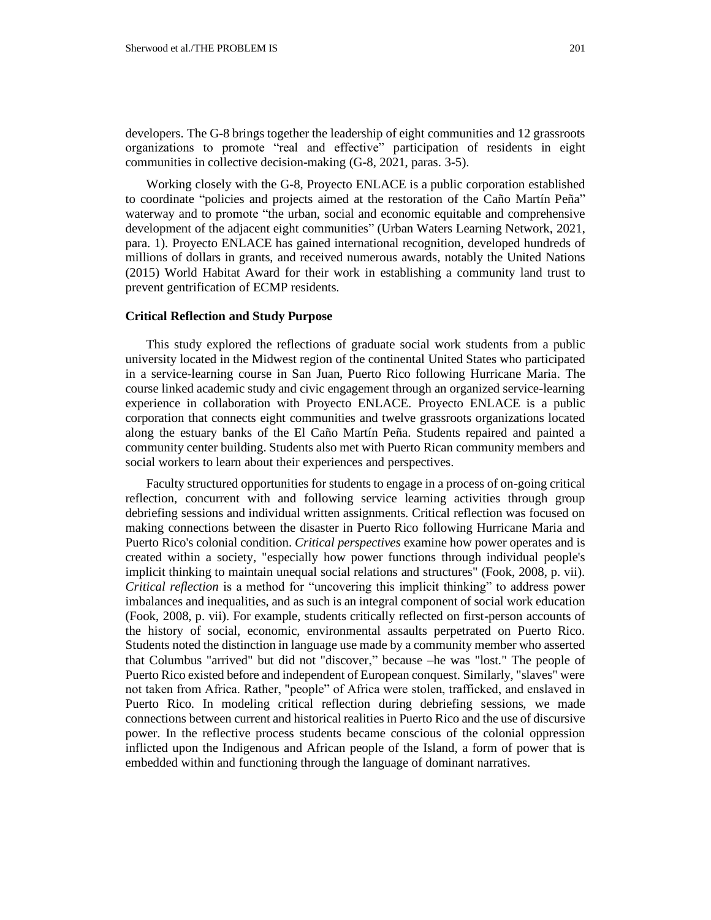developers. The G-8 brings together the leadership of eight communities and 12 grassroots organizations to promote "real and effective" participation of residents in eight communities in collective decision-making (G-8, 2021, paras. 3-5).

Working closely with the G-8, Proyecto ENLACE is a public corporation established to coordinate "policies and projects aimed at the restoration of the Caño Martín Peña" waterway and to promote "the urban, social and economic equitable and comprehensive development of the adjacent eight communities" (Urban Waters Learning Network, 2021, para. 1). Proyecto ENLACE has gained international recognition, developed hundreds of millions of dollars in grants, and received numerous awards, notably the United Nations (2015) World Habitat Award for their work in establishing a community land trust to prevent gentrification of ECMP residents.

### Critical Reflection and Study Purpose

This study explored the reflections of graduate social work students from a public university located in the Midwest region of the continental United States who participated in a service-learning course in San Juan, Puerto Rico following Hurricane Maria. The course linked academic study and civic engagement through an organized service-learning experience in collaboration with Proyecto ENLACE. Proyecto ENLACE is a public corporation that connects eight communities and twelve grassroots organizations located along the estuary banks of the El Caño Martín Peña. Students repaired and painted a community center building. Students also met with Puerto Rican community members and social workers to learn about their experiences and perspectives.

Faculty structured opportunities for students to engage in a process of on-going critical reflection, concurrent with and following service learning activities through group debriefing sessions and individual written assignments. Critical reflection was focused on making connections between the disaster in Puerto Rico following Hurricane Maria and Puerto Rico's colonial condition. *Critical perspectives* examine how power operates and is created within a society, "especially how power functions through individual people's implicit thinking to maintain unequal social relations and structures" (Fook, 2008, p. vii). *Critical reflection* is a method for "uncovering this implicit thinking" to address power imbalances and inequalities, and as such is an integral component of social work education (Fook, 2008, p. vii). For example, students critically reflected on first-person accounts of the history of social, economic, environmental assaults perpetrated on Puerto Rico. Students noted the distinction in language use made by a community member who asserted that Columbus "arrived" but did not "discover," because –he was "lost." The people of Puerto Rico existed before and independent of European conquest. Similarly, "slaves" were not taken from Africa. Rather, "people" of Africa were stolen, trafficked, and enslaved in Puerto Rico. In modeling critical reflection during debriefing sessions, we made connections between current and historical realities in Puerto Rico and the use of discursive power. In the reflective process students became conscious of the colonial oppression inflicted upon the Indigenous and African people of the Island, a form of power that is embedded within and functioning through the language of dominant narratives.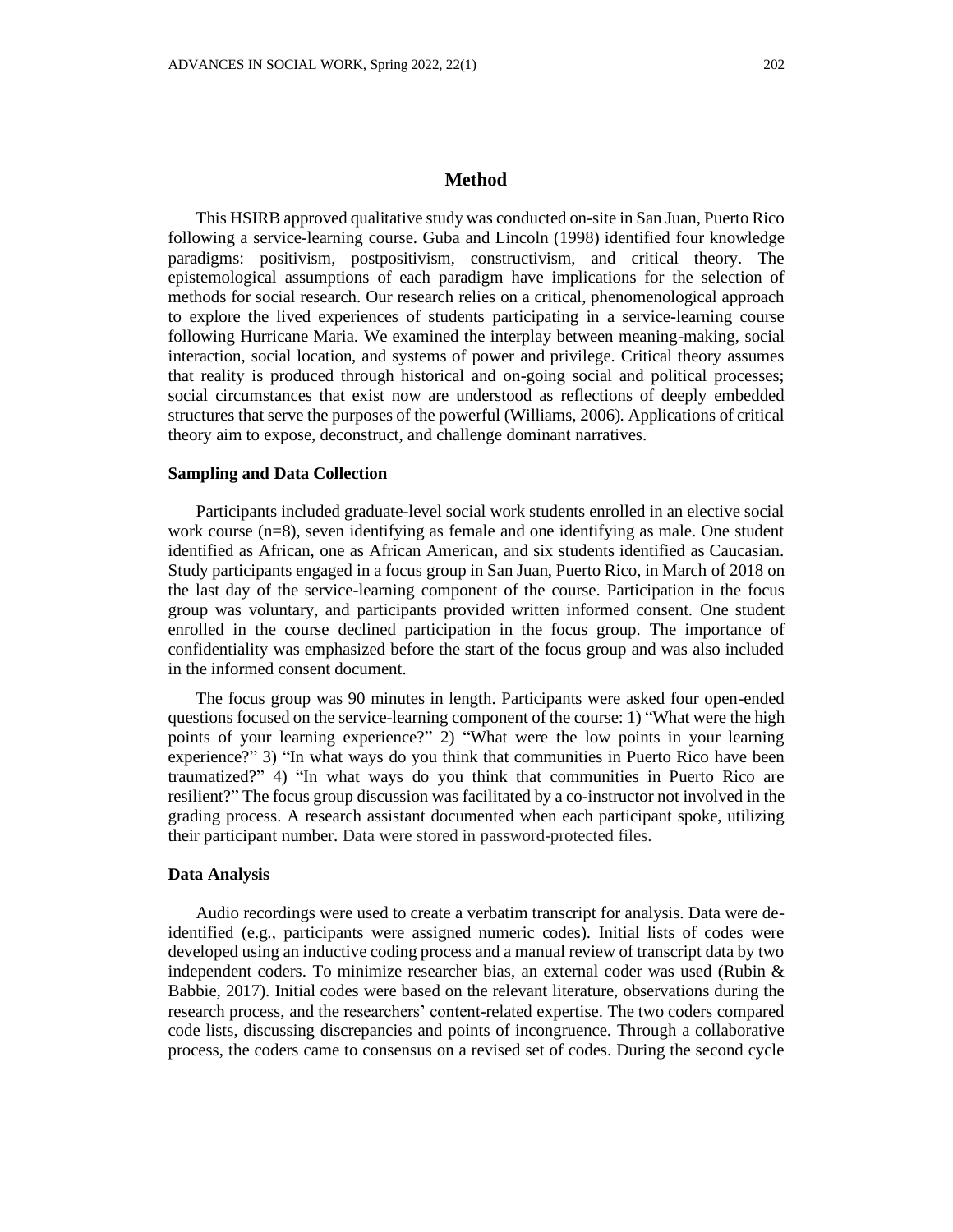## Method

This HSIRB approved qualitative study was conducted on-site in San Juan, Puerto Rico following a service-learning course. Guba and Lincoln (1998) identified four knowledge paradigms: positivism, postpositivism, constructivism, and critical theory. The epistemological assumptions of each paradigm have implications for the selection of methods for social research. Our research relies on a critical, phenomenological approach to explore the lived experiences of students participating in a service-learning course following Hurricane Maria. We examined the interplay between meaning-making, social interaction, social location, and systems of power and privilege. Critical theory assumes that reality is produced through historical and on-going social and political processes; social circumstances that exist now are understood as reflections of deeply embedded structures that serve the purposes of the powerful (Williams, 2006). Applications of critical theory aim to expose, deconstruct, and challenge dominant narratives.

### Sampling and Data Collection

Participants included graduate-level social work students enrolled in an elective social work course (n=8), seven identifying as female and one identifying as male. One student identified as African, one as African American, and six students identified as Caucasian. Study participants engaged in a focus group in San Juan, Puerto Rico, in March of 2018 on the last day of the service-learning component of the course. Participation in the focus group was voluntary, and participants provided written informed consent. One student enrolled in the course declined participation in the focus group. The importance of confidentiality was emphasized before the start of the focus group and was also included in the informed consent document.

The focus group was 90 minutes in length. Participants were asked four open-ended questions focused on the service-learning component of the course: 1) "What were the high points of your learning experience?" 2) "What were the low points in your learning experience?" 3) "In what ways do you think that communities in Puerto Rico have been traumatized?" 4) "In what ways do you think that communities in Puerto Rico are resilient?" The focus group discussion was facilitated by a co-instructor not involved in the grading process. A research assistant documented when each participant spoke, utilizing their participant number. Data were stored in password-protected files.

### Data Analysis

Audio recordings were used to create a verbatim transcript for analysis. Data were de-identified (e.g., participants were assigned numeric codes). Initial lists of codes were developed using an inductive coding process and a manual review of transcript data by two independent coders. To minimize researcher bias, an external coder was used (Rubin & Babbie, 2017). Initial codes were based on the relevant literature, observations during the research process, and the researchers' content-related expertise. The two coders compared code lists, discussing discrepancies and points of incongruence. Through a collaborative process, the coders came to consensus on a revised set of codes. During the second cycle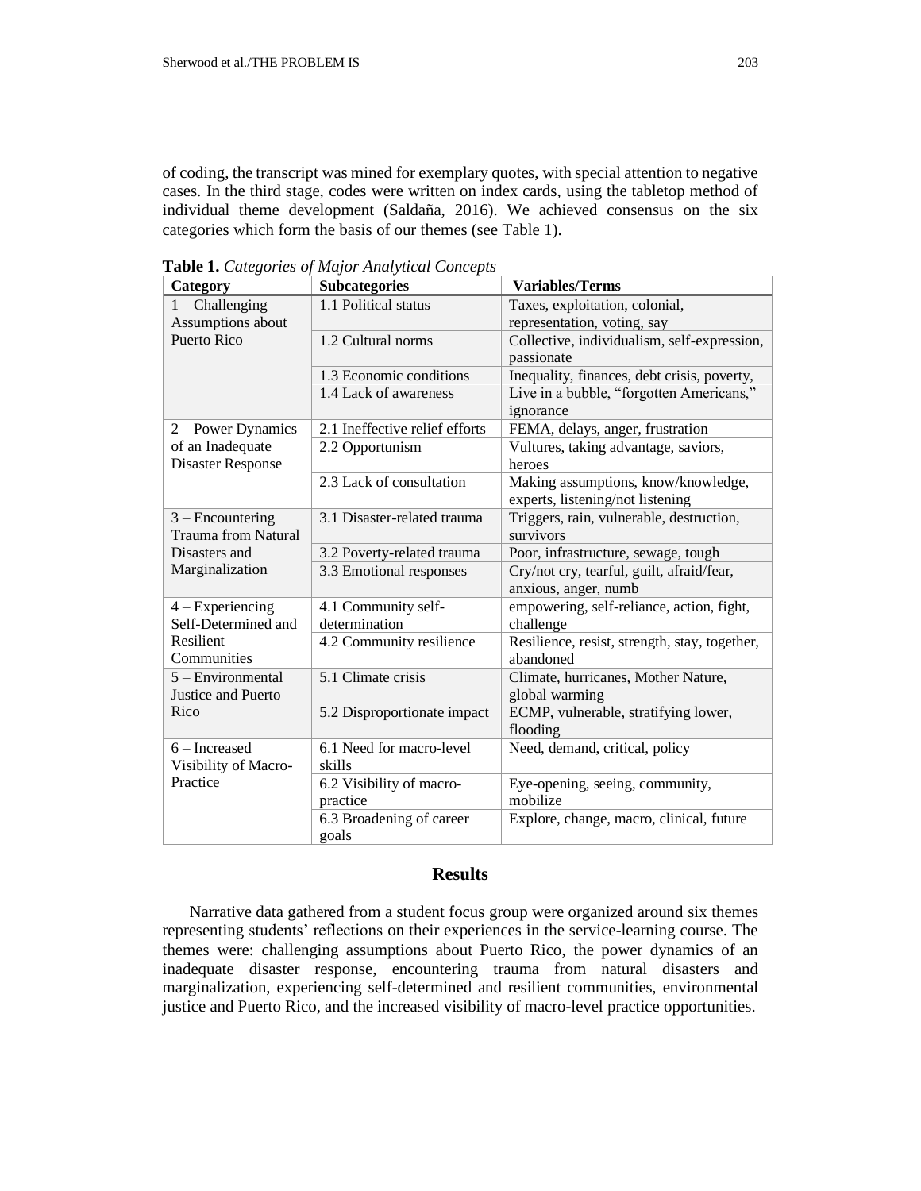of coding, the transcript was mined for exemplary quotes, with special attention to negative cases. In the third stage, codes were written on index cards, using the tabletop method of individual theme development (Saldaña, 2016). We achieved consensus on the six categories which form the basis of our themes (see Table 1).

**Table 1.** *Categories of Major Analytical Concepts*

| Category | Subcategories | Variables/Terms |
|---|---|---|
| 1 – Challenging Assumptions about Puerto Rico | 1.1 Political status | Taxes, exploitation, colonial, representation, voting, say |
| | 1.2 Cultural norms | Collective, individualism, self-expression, passionate |
| | 1.3 Economic conditions | Inequality, finances, debt crisis, poverty, |
| | 1.4 Lack of awareness | Live in a bubble, "forgotten Americans," ignorance |
| 2 – Power Dynamics of an Inadequate Disaster Response | 2.1 Ineffective relief efforts | FEMA, delays, anger, frustration |
| | 2.2 Opportunism | Vultures, taking advantage, saviors, heroes |
| | 2.3 Lack of consultation | Making assumptions, know/knowledge, experts, listening/not listening |
| 3 – Encountering Trauma from Natural Disasters and Marginalization | 3.1 Disaster-related trauma | Triggers, rain, vulnerable, destruction, survivors |
| | 3.2 Poverty-related trauma | Poor, infrastructure, sewage, tough |
| | 3.3 Emotional responses | Cry/not cry, tearful, guilt, afraid/fear, anxious, anger, numb |
| 4 – Experiencing Self-Determined and Resilient Communities | 4.1 Community self-determination | empowering, self-reliance, action, fight, challenge |
| | 4.2 Community resilience | Resilience, resist, strength, stay, together, abandoned |
| 5 – Environmental Justice and Puerto Rico | 5.1 Climate crisis | Climate, hurricanes, Mother Nature, global warming |
| | 5.2 Disproportionate impact | ECMP, vulnerable, stratifying lower, flooding |
| 6 – Increased Visibility of Macro-Practice | 6.1 Need for macro-level skills | Need, demand, critical, policy |
| | 6.2 Visibility of macro-practice | Eye-opening, seeing, community, mobilize |
| | 6.3 Broadening of career goals | Explore, change, macro, clinical, future |

## Results

Narrative data gathered from a student focus group were organized around six themes representing students' reflections on their experiences in the service-learning course. The themes were: challenging assumptions about Puerto Rico, the power dynamics of an inadequate disaster response, encountering trauma from natural disasters and marginalization, experiencing self-determined and resilient communities, environmental justice and Puerto Rico, and the increased visibility of macro-level practice opportunities.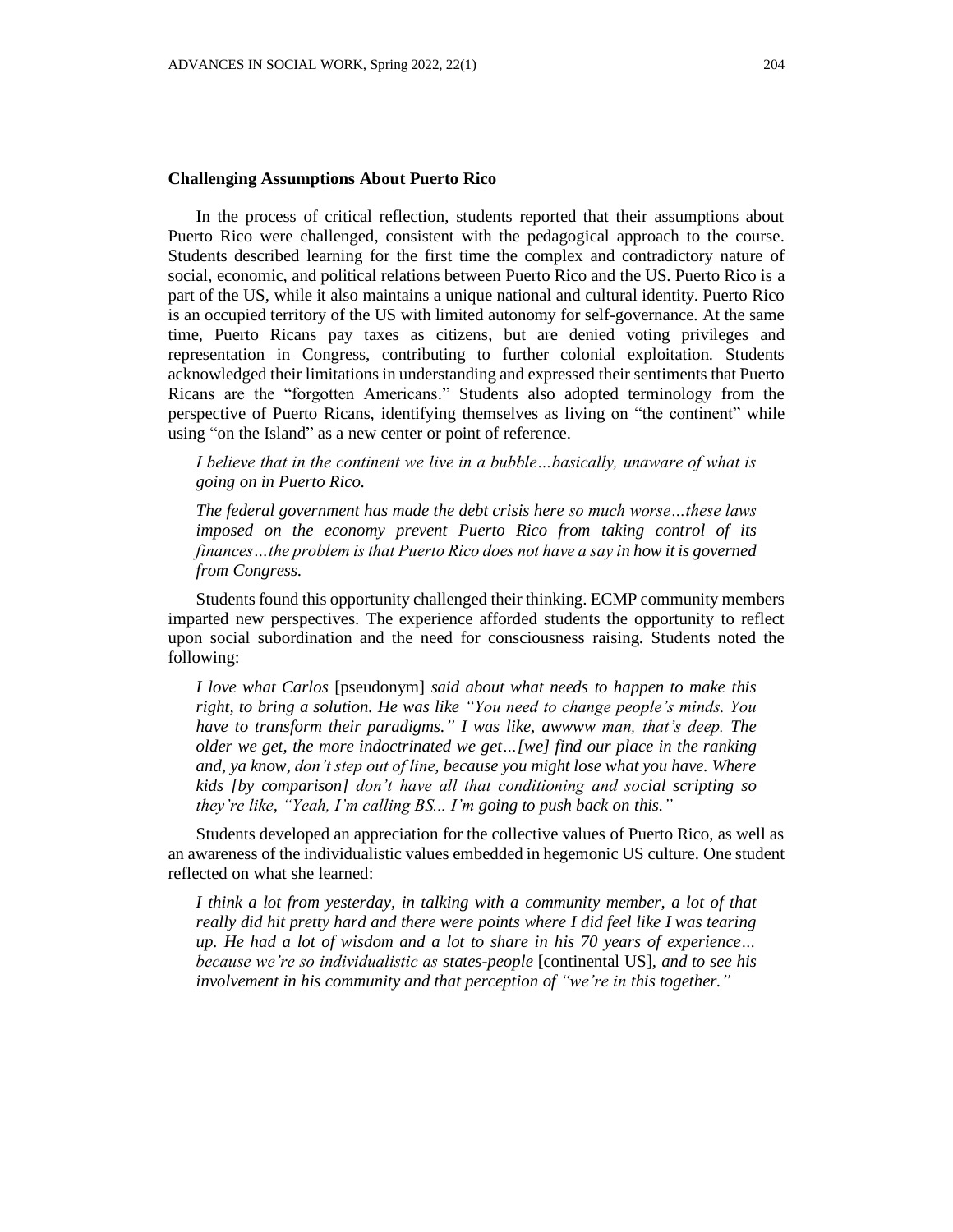**Challenging Assumptions About Puerto Rico**

In the process of critical reflection, students reported that their assumptions about Puerto Rico were challenged, consistent with the pedagogical approach to the course. Students described learning for the first time the complex and contradictory nature of social, economic, and political relations between Puerto Rico and the US. Puerto Rico is a part of the US, while it also maintains a unique national and cultural identity. Puerto Rico is an occupied territory of the US with limited autonomy for self-governance. At the same time, Puerto Ricans pay taxes as citizens, but are denied voting privileges and representation in Congress, contributing to further colonial exploitation. Students acknowledged their limitations in understanding and expressed their sentiments that Puerto Ricans are the "forgotten Americans." Students also adopted terminology from the perspective of Puerto Ricans, identifying themselves as living on "the continent" while using "on the Island" as a new center or point of reference.

> *I believe that in the continent we live in a bubble…basically, unaware of what is going on in Puerto Rico.*

> *The federal government has made the debt crisis here so much worse…these laws imposed on the economy prevent Puerto Rico from taking control of its finances…the problem is that Puerto Rico does not have a say in how it is governed from Congress.*

Students found this opportunity challenged their thinking. ECMP community members imparted new perspectives. The experience afforded students the opportunity to reflect upon social subordination and the need for consciousness raising. Students noted the following:

> *I love what Carlos* [pseudonym] *said about what needs to happen to make this right, to bring a solution. He was like "You need to change people's minds. You have to transform their paradigms." I was like, awwww man, that's deep. The older we get, the more indoctrinated we get…[we] find our place in the ranking and, ya know, don't step out of line, because you might lose what you have. Where kids [by comparison] don't have all that conditioning and social scripting so they're like, "Yeah, I'm calling BS... I'm going to push back on this."*

Students developed an appreciation for the collective values of Puerto Rico, as well as an awareness of the individualistic values embedded in hegemonic US culture. One student reflected on what she learned:

> *I think a lot from yesterday, in talking with a community member, a lot of that really did hit pretty hard and there were points where I did feel like I was tearing up. He had a lot of wisdom and a lot to share in his 70 years of experience… because we're so individualistic as states-people* [continental US], *and to see his involvement in his community and that perception of "we're in this together."*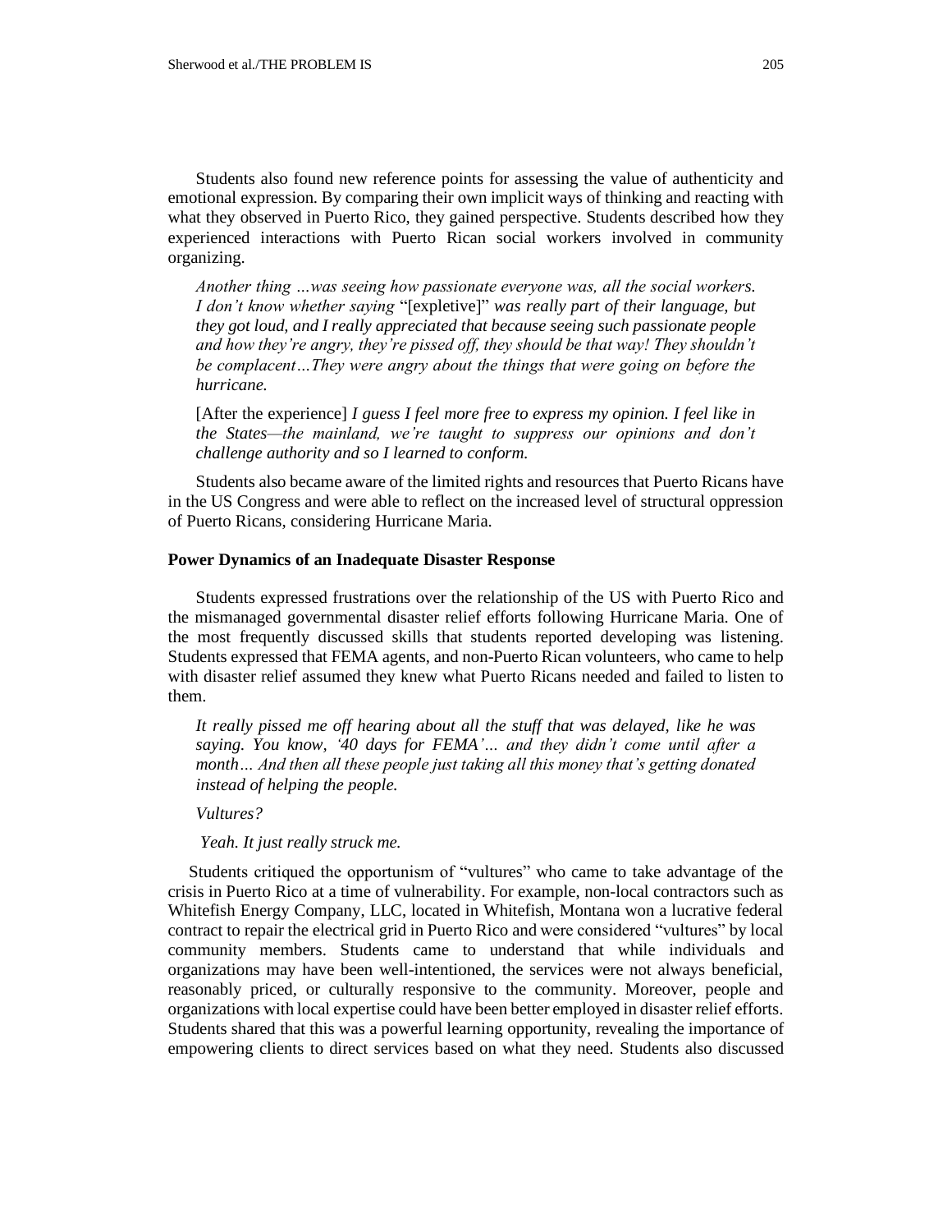Students also found new reference points for assessing the value of authenticity and emotional expression. By comparing their own implicit ways of thinking and reacting with what they observed in Puerto Rico, they gained perspective. Students described how they experienced interactions with Puerto Rican social workers involved in community organizing.

> *Another thing …was seeing how passionate everyone was, all the social workers. I don't know whether saying* "[expletive]" *was really part of their language, but they got loud, and I really appreciated that because seeing such passionate people and how they're angry, they're pissed off, they should be that way! They shouldn't be complacent…They were angry about the things that were going on before the hurricane.*
>
> [After the experience] *I guess I feel more free to express my opinion. I feel like in the States—the mainland, we're taught to suppress our opinions and don't challenge authority and so I learned to conform.*

Students also became aware of the limited rights and resources that Puerto Ricans have in the US Congress and were able to reflect on the increased level of structural oppression of Puerto Ricans, considering Hurricane Maria.

**Power Dynamics of an Inadequate Disaster Response**

Students expressed frustrations over the relationship of the US with Puerto Rico and the mismanaged governmental disaster relief efforts following Hurricane Maria. One of the most frequently discussed skills that students reported developing was listening. Students expressed that FEMA agents, and non-Puerto Rican volunteers, who came to help with disaster relief assumed they knew what Puerto Ricans needed and failed to listen to them.

> *It really pissed me off hearing about all the stuff that was delayed, like he was saying. You know, '40 days for FEMA'… and they didn't come until after a month… And then all these people just taking all this money that's getting donated instead of helping the people.*
>
> *Vultures?*
>
> *Yeah. It just really struck me.*

Students critiqued the opportunism of "vultures" who came to take advantage of the crisis in Puerto Rico at a time of vulnerability. For example, non-local contractors such as Whitefish Energy Company, LLC, located in Whitefish, Montana won a lucrative federal contract to repair the electrical grid in Puerto Rico and were considered "vultures" by local community members. Students came to understand that while individuals and organizations may have been well-intentioned, the services were not always beneficial, reasonably priced, or culturally responsive to the community. Moreover, people and organizations with local expertise could have been better employed in disaster relief efforts. Students shared that this was a powerful learning opportunity, revealing the importance of empowering clients to direct services based on what they need. Students also discussed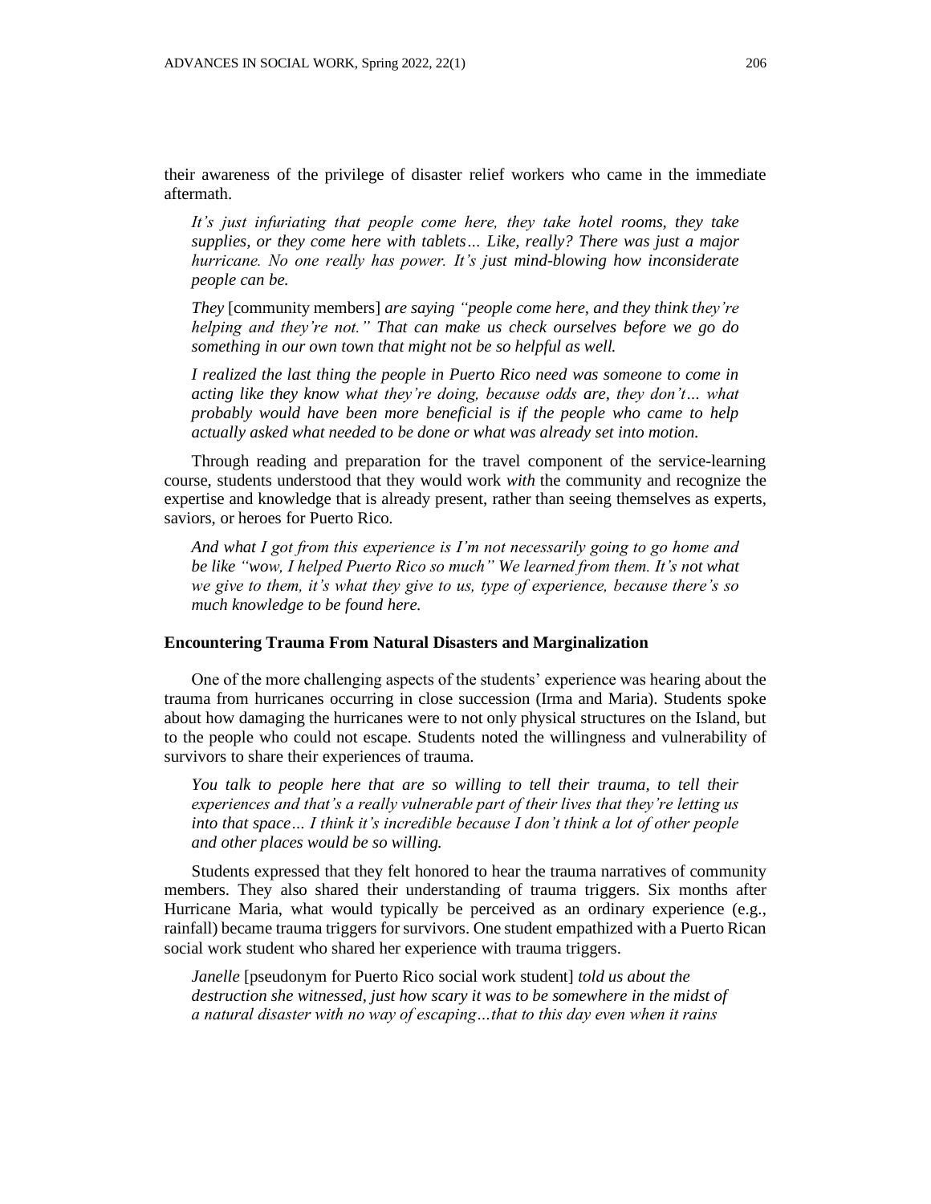their awareness of the privilege of disaster relief workers who came in the immediate aftermath.

> *It's just infuriating that people come here, they take hotel rooms, they take supplies, or they come here with tablets… Like, really? There was just a major hurricane. No one really has power. It's just mind-blowing how inconsiderate people can be.*
>
> *They* [community members] *are saying "people come here, and they think they're helping and they're not." That can make us check ourselves before we go do something in our own town that might not be so helpful as well.*
>
> *I realized the last thing the people in Puerto Rico need was someone to come in acting like they know what they're doing, because odds are, they don't… what probably would have been more beneficial is if the people who came to help actually asked what needed to be done or what was already set into motion.*

Through reading and preparation for the travel component of the service-learning course, students understood that they would work *with* the community and recognize the expertise and knowledge that is already present, rather than seeing themselves as experts, saviors, or heroes for Puerto Rico.

> *And what I got from this experience is I'm not necessarily going to go home and be like "wow, I helped Puerto Rico so much" We learned from them. It's not what we give to them, it's what they give to us, type of experience, because there's so much knowledge to be found here.*

### Encountering Trauma From Natural Disasters and Marginalization

One of the more challenging aspects of the students' experience was hearing about the trauma from hurricanes occurring in close succession (Irma and Maria). Students spoke about how damaging the hurricanes were to not only physical structures on the Island, but to the people who could not escape. Students noted the willingness and vulnerability of survivors to share their experiences of trauma.

> *You talk to people here that are so willing to tell their trauma, to tell their experiences and that's a really vulnerable part of their lives that they're letting us into that space… I think it's incredible because I don't think a lot of other people and other places would be so willing.*

Students expressed that they felt honored to hear the trauma narratives of community members. They also shared their understanding of trauma triggers. Six months after Hurricane Maria, what would typically be perceived as an ordinary experience (e.g., rainfall) became trauma triggers for survivors. One student empathized with a Puerto Rican social work student who shared her experience with trauma triggers.

> *Janelle* [pseudonym for Puerto Rico social work student] *told us about the destruction she witnessed, just how scary it was to be somewhere in the midst of a natural disaster with no way of escaping…that to this day even when it rains*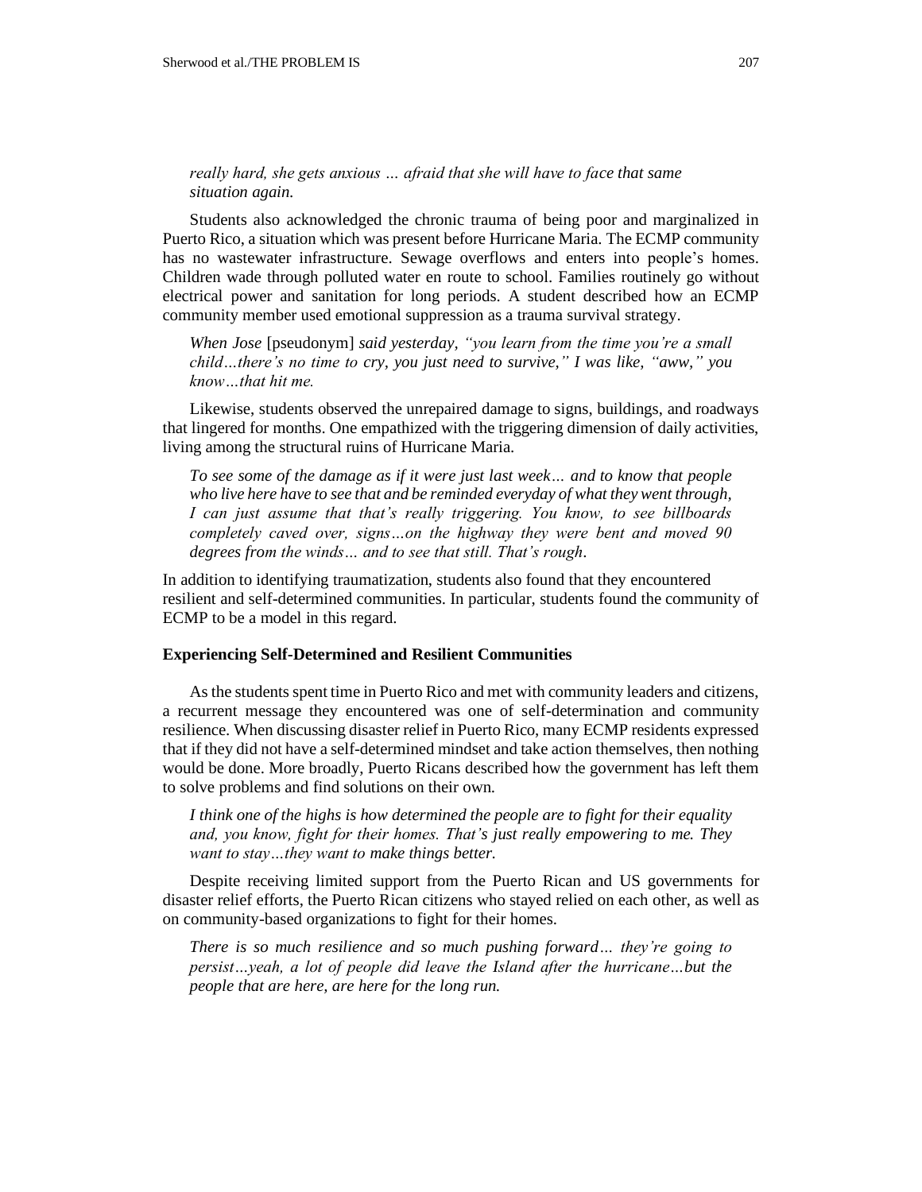*really hard, she gets anxious … afraid that she will have to face that same situation again.*

Students also acknowledged the chronic trauma of being poor and marginalized in Puerto Rico, a situation which was present before Hurricane Maria. The ECMP community has no wastewater infrastructure. Sewage overflows and enters into people's homes. Children wade through polluted water en route to school. Families routinely go without electrical power and sanitation for long periods. A student described how an ECMP community member used emotional suppression as a trauma survival strategy.

> *When Jose* [pseudonym] *said yesterday, "you learn from the time you're a small child…there's no time to cry, you just need to survive," I was like, "aww," you know…that hit me.*

Likewise, students observed the unrepaired damage to signs, buildings, and roadways that lingered for months. One empathized with the triggering dimension of daily activities, living among the structural ruins of Hurricane Maria.

> *To see some of the damage as if it were just last week… and to know that people who live here have to see that and be reminded everyday of what they went through, I can just assume that that's really triggering. You know, to see billboards completely caved over, signs…on the highway they were bent and moved 90 degrees from the winds… and to see that still. That's rough.*

In addition to identifying traumatization, students also found that they encountered resilient and self-determined communities. In particular, students found the community of ECMP to be a model in this regard.

### Experiencing Self-Determined and Resilient Communities

As the students spent time in Puerto Rico and met with community leaders and citizens, a recurrent message they encountered was one of self-determination and community resilience. When discussing disaster relief in Puerto Rico, many ECMP residents expressed that if they did not have a self-determined mindset and take action themselves, then nothing would be done. More broadly, Puerto Ricans described how the government has left them to solve problems and find solutions on their own.

> *I think one of the highs is how determined the people are to fight for their equality and, you know, fight for their homes. That's just really empowering to me. They want to stay…they want to make things better.*

Despite receiving limited support from the Puerto Rican and US governments for disaster relief efforts, the Puerto Rican citizens who stayed relied on each other, as well as on community-based organizations to fight for their homes.

> *There is so much resilience and so much pushing forward… they're going to persist…yeah, a lot of people did leave the Island after the hurricane…but the people that are here, are here for the long run.*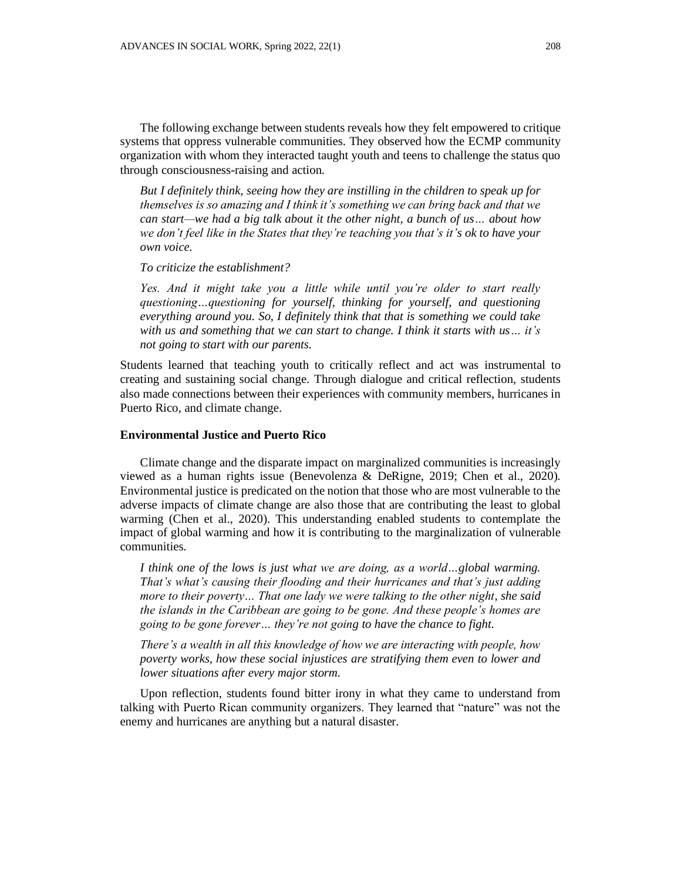The following exchange between students reveals how they felt empowered to critique systems that oppress vulnerable communities. They observed how the ECMP community organization with whom they interacted taught youth and teens to challenge the status quo through consciousness-raising and action.

> *But I definitely think, seeing how they are instilling in the children to speak up for themselves is so amazing and I think it's something we can bring back and that we can start—we had a big talk about it the other night, a bunch of us… about how we don't feel like in the States that they're teaching you that's it's ok to have your own voice.*
>
> *To criticize the establishment?*
>
> *Yes. And it might take you a little while until you're older to start really questioning…questioning for yourself, thinking for yourself, and questioning everything around you. So, I definitely think that that is something we could take with us and something that we can start to change. I think it starts with us… it's not going to start with our parents.*

Students learned that teaching youth to critically reflect and act was instrumental to creating and sustaining social change. Through dialogue and critical reflection, students also made connections between their experiences with community members, hurricanes in Puerto Rico, and climate change.

### Environmental Justice and Puerto Rico

Climate change and the disparate impact on marginalized communities is increasingly viewed as a human rights issue (Benevolenza & DeRigne, 2019; Chen et al., 2020). Environmental justice is predicated on the notion that those who are most vulnerable to the adverse impacts of climate change are also those that are contributing the least to global warming (Chen et al., 2020). This understanding enabled students to contemplate the impact of global warming and how it is contributing to the marginalization of vulnerable communities.

> *I think one of the lows is just what we are doing, as a world…global warming. That's what's causing their flooding and their hurricanes and that's just adding more to their poverty… That one lady we were talking to the other night, she said the islands in the Caribbean are going to be gone. And these people's homes are going to be gone forever… they're not going to have the chance to fight.*
>
> *There's a wealth in all this knowledge of how we are interacting with people, how poverty works, how these social injustices are stratifying them even to lower and lower situations after every major storm.*

Upon reflection, students found bitter irony in what they came to understand from talking with Puerto Rican community organizers. They learned that "nature" was not the enemy and hurricanes are anything but a natural disaster.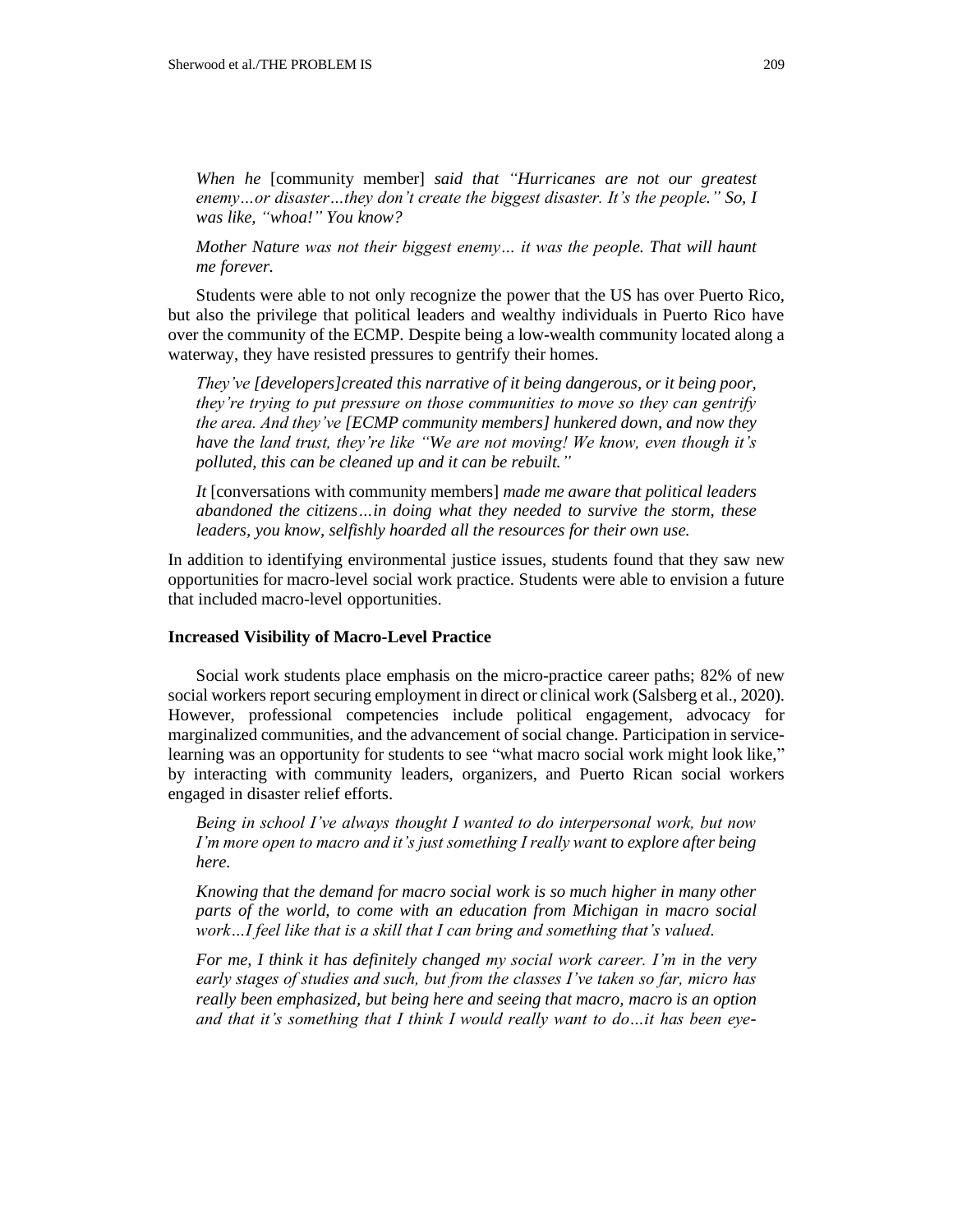*When he* [community member] *said that "Hurricanes are not our greatest enemy…or disaster…they don't create the biggest disaster. It's the people." So, I was like, "whoa!" You know?*

*Mother Nature was not their biggest enemy… it was the people. That will haunt me forever.*

Students were able to not only recognize the power that the US has over Puerto Rico, but also the privilege that political leaders and wealthy individuals in Puerto Rico have over the community of the ECMP. Despite being a low-wealth community located along a waterway, they have resisted pressures to gentrify their homes.

*They've [developers]created this narrative of it being dangerous, or it being poor, they're trying to put pressure on those communities to move so they can gentrify the area. And they've [ECMP community members] hunkered down, and now they have the land trust, they're like "We are not moving! We know, even though it's polluted, this can be cleaned up and it can be rebuilt."*

*It* [conversations with community members] *made me aware that political leaders abandoned the citizens…in doing what they needed to survive the storm, these leaders, you know, selfishly hoarded all the resources for their own use.*

In addition to identifying environmental justice issues, students found that they saw new opportunities for macro-level social work practice. Students were able to envision a future that included macro-level opportunities.

### Increased Visibility of Macro-Level Practice

Social work students place emphasis on the micro-practice career paths; 82% of new social workers report securing employment in direct or clinical work (Salsberg et al., 2020). However, professional competencies include political engagement, advocacy for marginalized communities, and the advancement of social change. Participation in service-learning was an opportunity for students to see "what macro social work might look like," by interacting with community leaders, organizers, and Puerto Rican social workers engaged in disaster relief efforts.

*Being in school I've always thought I wanted to do interpersonal work, but now I'm more open to macro and it's just something I really want to explore after being here.*

*Knowing that the demand for macro social work is so much higher in many other parts of the world, to come with an education from Michigan in macro social work…I feel like that is a skill that I can bring and something that's valued.*

*For me, I think it has definitely changed my social work career. I'm in the very early stages of studies and such, but from the classes I've taken so far, micro has really been emphasized, but being here and seeing that macro, macro is an option and that it's something that I think I would really want to do…it has been eye-*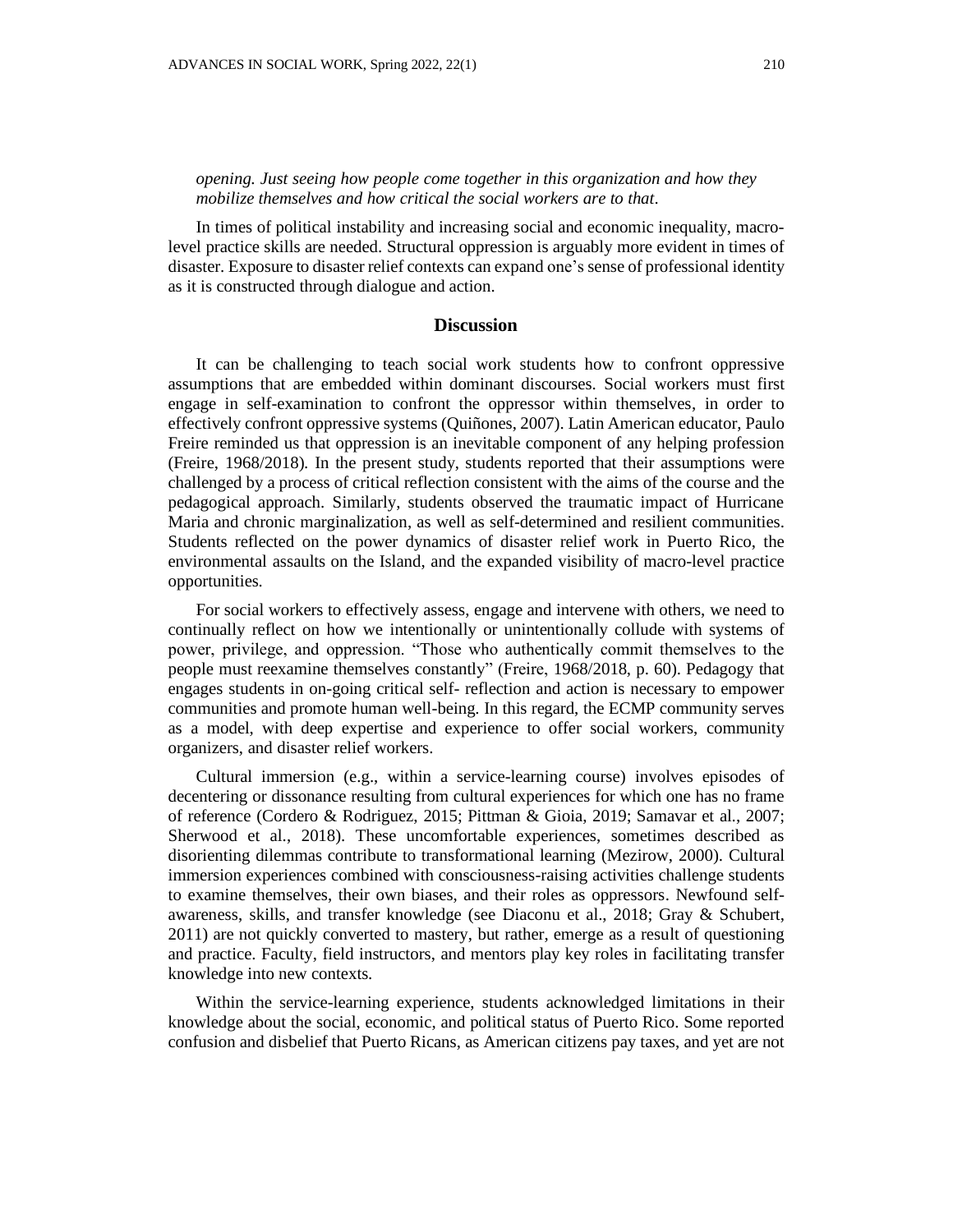*opening. Just seeing how people come together in this organization and how they mobilize themselves and how critical the social workers are to that*.

In times of political instability and increasing social and economic inequality, macro-level practice skills are needed. Structural oppression is arguably more evident in times of disaster. Exposure to disaster relief contexts can expand one's sense of professional identity as it is constructed through dialogue and action.

## Discussion

It can be challenging to teach social work students how to confront oppressive assumptions that are embedded within dominant discourses. Social workers must first engage in self-examination to confront the oppressor within themselves, in order to effectively confront oppressive systems (Quiñones, 2007). Latin American educator, Paulo Freire reminded us that oppression is an inevitable component of any helping profession (Freire, 1968/2018). In the present study, students reported that their assumptions were challenged by a process of critical reflection consistent with the aims of the course and the pedagogical approach. Similarly, students observed the traumatic impact of Hurricane Maria and chronic marginalization, as well as self-determined and resilient communities. Students reflected on the power dynamics of disaster relief work in Puerto Rico, the environmental assaults on the Island, and the expanded visibility of macro-level practice opportunities.

For social workers to effectively assess, engage and intervene with others, we need to continually reflect on how we intentionally or unintentionally collude with systems of power, privilege, and oppression. "Those who authentically commit themselves to the people must reexamine themselves constantly" (Freire, 1968/2018, p. 60). Pedagogy that engages students in on-going critical self- reflection and action is necessary to empower communities and promote human well-being. In this regard, the ECMP community serves as a model, with deep expertise and experience to offer social workers, community organizers, and disaster relief workers.

Cultural immersion (e.g., within a service-learning course) involves episodes of decentering or dissonance resulting from cultural experiences for which one has no frame of reference (Cordero & Rodriguez, 2015; Pittman & Gioia, 2019; Samavar et al., 2007; Sherwood et al., 2018). These uncomfortable experiences, sometimes described as disorienting dilemmas contribute to transformational learning (Mezirow, 2000). Cultural immersion experiences combined with consciousness-raising activities challenge students to examine themselves, their own biases, and their roles as oppressors. Newfound self-awareness, skills, and transfer knowledge (see Diaconu et al., 2018; Gray & Schubert, 2011) are not quickly converted to mastery, but rather, emerge as a result of questioning and practice. Faculty, field instructors, and mentors play key roles in facilitating transfer knowledge into new contexts.

Within the service-learning experience, students acknowledged limitations in their knowledge about the social, economic, and political status of Puerto Rico. Some reported confusion and disbelief that Puerto Ricans, as American citizens pay taxes, and yet are not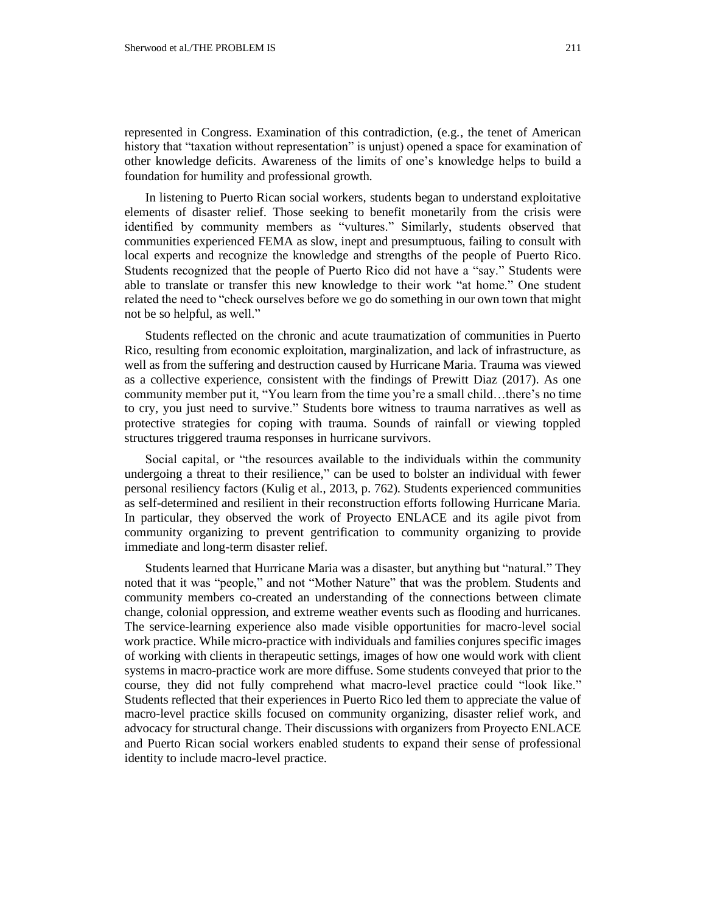represented in Congress. Examination of this contradiction, (e.g., the tenet of American history that "taxation without representation" is unjust) opened a space for examination of other knowledge deficits. Awareness of the limits of one's knowledge helps to build a foundation for humility and professional growth.

In listening to Puerto Rican social workers, students began to understand exploitative elements of disaster relief. Those seeking to benefit monetarily from the crisis were identified by community members as "vultures." Similarly, students observed that communities experienced FEMA as slow, inept and presumptuous, failing to consult with local experts and recognize the knowledge and strengths of the people of Puerto Rico. Students recognized that the people of Puerto Rico did not have a "say." Students were able to translate or transfer this new knowledge to their work "at home." One student related the need to "check ourselves before we go do something in our own town that might not be so helpful, as well."

Students reflected on the chronic and acute traumatization of communities in Puerto Rico, resulting from economic exploitation, marginalization, and lack of infrastructure, as well as from the suffering and destruction caused by Hurricane Maria. Trauma was viewed as a collective experience, consistent with the findings of Prewitt Diaz (2017). As one community member put it, "You learn from the time you're a small child…there's no time to cry, you just need to survive." Students bore witness to trauma narratives as well as protective strategies for coping with trauma. Sounds of rainfall or viewing toppled structures triggered trauma responses in hurricane survivors.

Social capital, or "the resources available to the individuals within the community undergoing a threat to their resilience," can be used to bolster an individual with fewer personal resiliency factors (Kulig et al., 2013, p. 762). Students experienced communities as self-determined and resilient in their reconstruction efforts following Hurricane Maria. In particular, they observed the work of Proyecto ENLACE and its agile pivot from community organizing to prevent gentrification to community organizing to provide immediate and long-term disaster relief.

Students learned that Hurricane Maria was a disaster, but anything but "natural." They noted that it was "people," and not "Mother Nature" that was the problem. Students and community members co-created an understanding of the connections between climate change, colonial oppression, and extreme weather events such as flooding and hurricanes. The service-learning experience also made visible opportunities for macro-level social work practice. While micro-practice with individuals and families conjures specific images of working with clients in therapeutic settings, images of how one would work with client systems in macro-practice work are more diffuse. Some students conveyed that prior to the course, they did not fully comprehend what macro-level practice could "look like." Students reflected that their experiences in Puerto Rico led them to appreciate the value of macro-level practice skills focused on community organizing, disaster relief work, and advocacy for structural change. Their discussions with organizers from Proyecto ENLACE and Puerto Rican social workers enabled students to expand their sense of professional identity to include macro-level practice.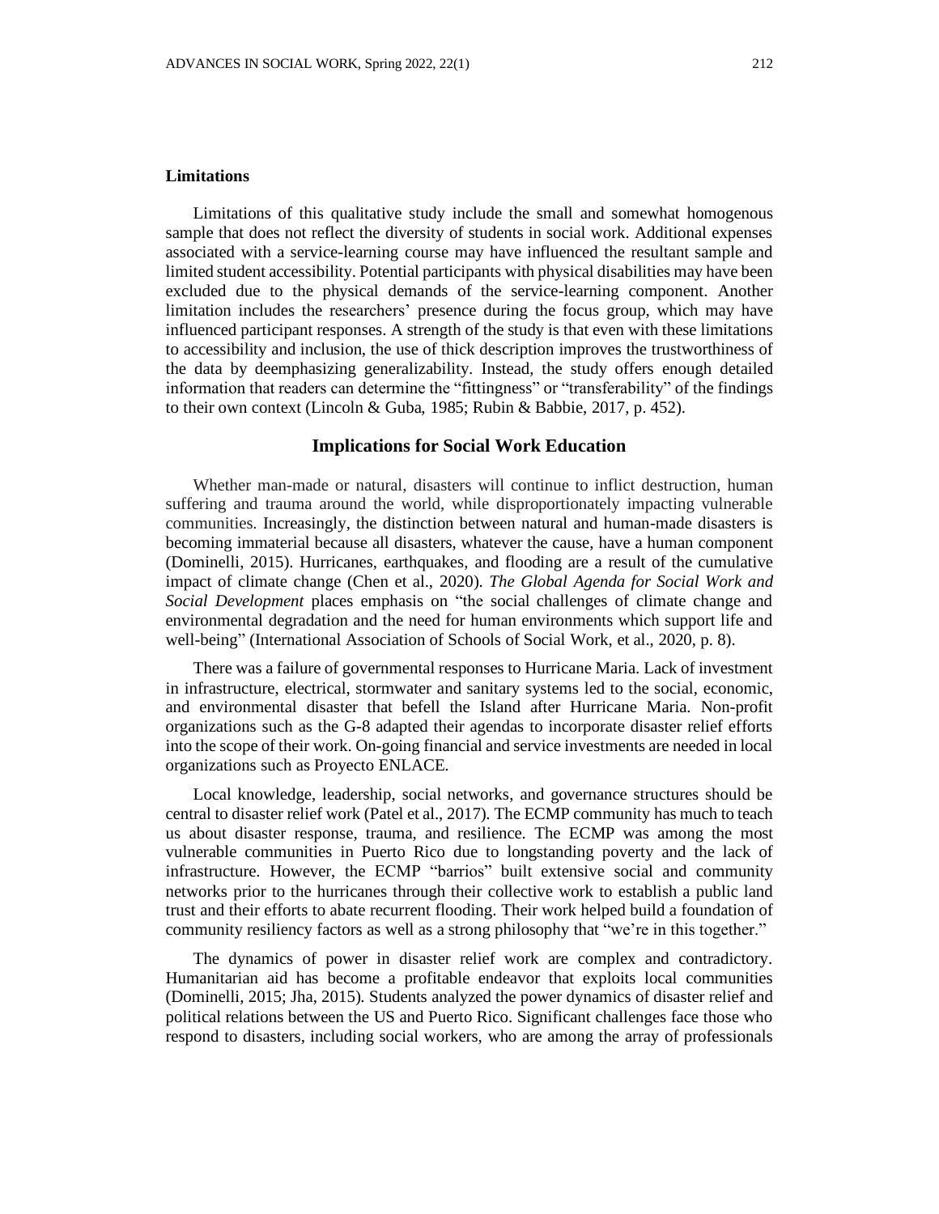### Limitations

Limitations of this qualitative study include the small and somewhat homogenous sample that does not reflect the diversity of students in social work. Additional expenses associated with a service-learning course may have influenced the resultant sample and limited student accessibility. Potential participants with physical disabilities may have been excluded due to the physical demands of the service-learning component. Another limitation includes the researchers' presence during the focus group, which may have influenced participant responses. A strength of the study is that even with these limitations to accessibility and inclusion, the use of thick description improves the trustworthiness of the data by deemphasizing generalizability. Instead, the study offers enough detailed information that readers can determine the "fittingness" or "transferability" of the findings to their own context (Lincoln & Guba, 1985; Rubin & Babbie, 2017, p. 452).

## Implications for Social Work Education

Whether man-made or natural, disasters will continue to inflict destruction, human suffering and trauma around the world, while disproportionately impacting vulnerable communities. Increasingly, the distinction between natural and human-made disasters is becoming immaterial because all disasters, whatever the cause, have a human component (Dominelli, 2015). Hurricanes, earthquakes, and flooding are a result of the cumulative impact of climate change (Chen et al., 2020). *The Global Agenda for Social Work and Social Development* places emphasis on "the social challenges of climate change and environmental degradation and the need for human environments which support life and well-being" (International Association of Schools of Social Work, et al., 2020, p. 8).

There was a failure of governmental responses to Hurricane Maria. Lack of investment in infrastructure, electrical, stormwater and sanitary systems led to the social, economic, and environmental disaster that befell the Island after Hurricane Maria. Non-profit organizations such as the G-8 adapted their agendas to incorporate disaster relief efforts into the scope of their work. On-going financial and service investments are needed in local organizations such as Proyecto ENLACE.

Local knowledge, leadership, social networks, and governance structures should be central to disaster relief work (Patel et al., 2017). The ECMP community has much to teach us about disaster response, trauma, and resilience. The ECMP was among the most vulnerable communities in Puerto Rico due to longstanding poverty and the lack of infrastructure. However, the ECMP "barrios" built extensive social and community networks prior to the hurricanes through their collective work to establish a public land trust and their efforts to abate recurrent flooding. Their work helped build a foundation of community resiliency factors as well as a strong philosophy that "we're in this together."

The dynamics of power in disaster relief work are complex and contradictory. Humanitarian aid has become a profitable endeavor that exploits local communities (Dominelli, 2015; Jha, 2015). Students analyzed the power dynamics of disaster relief and political relations between the US and Puerto Rico. Significant challenges face those who respond to disasters, including social workers, who are among the array of professionals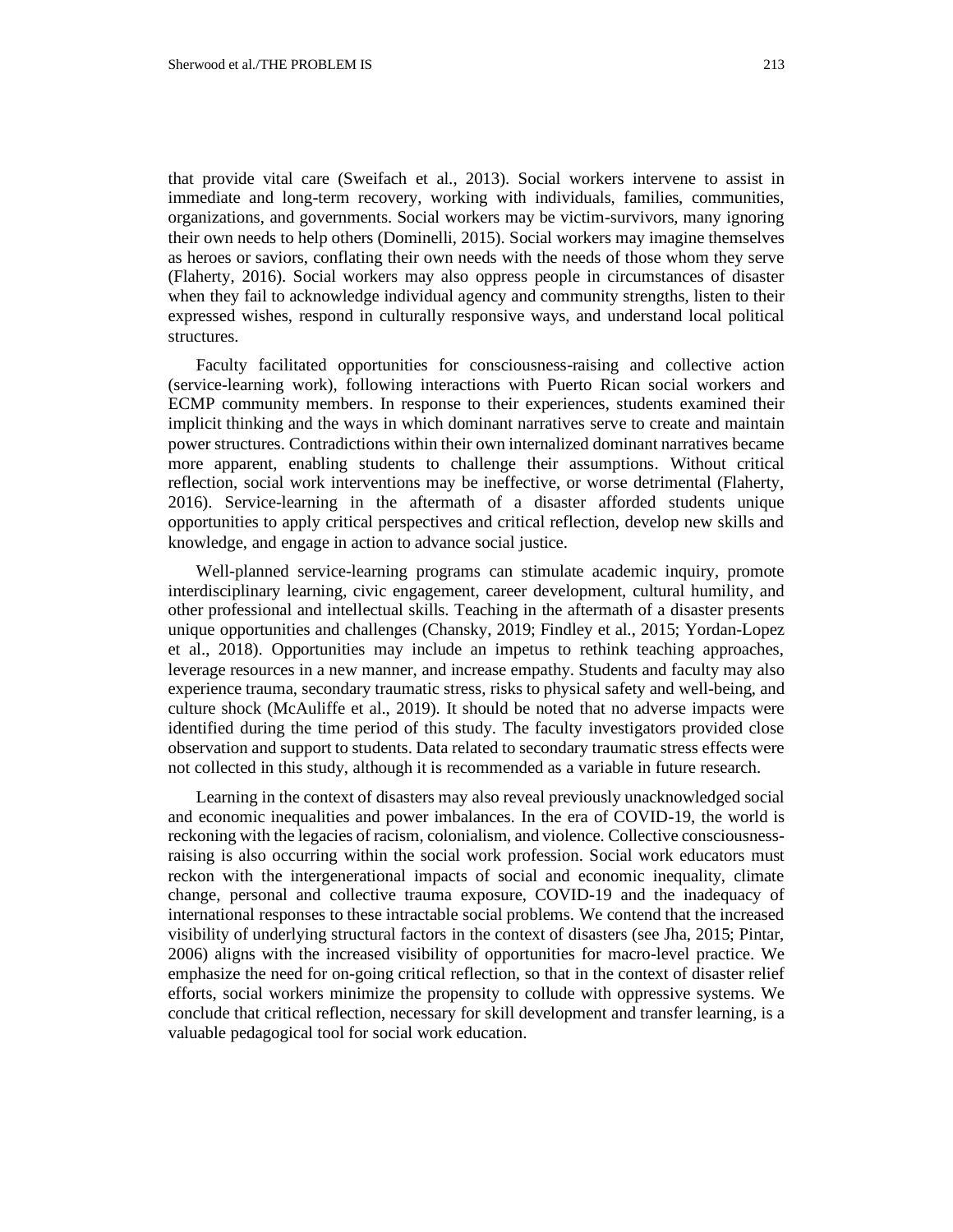that provide vital care (Sweifach et al., 2013). Social workers intervene to assist in immediate and long-term recovery, working with individuals, families, communities, organizations, and governments. Social workers may be victim-survivors, many ignoring their own needs to help others (Dominelli, 2015). Social workers may imagine themselves as heroes or saviors, conflating their own needs with the needs of those whom they serve (Flaherty, 2016). Social workers may also oppress people in circumstances of disaster when they fail to acknowledge individual agency and community strengths, listen to their expressed wishes, respond in culturally responsive ways, and understand local political structures.

Faculty facilitated opportunities for consciousness-raising and collective action (service-learning work), following interactions with Puerto Rican social workers and ECMP community members. In response to their experiences, students examined their implicit thinking and the ways in which dominant narratives serve to create and maintain power structures. Contradictions within their own internalized dominant narratives became more apparent, enabling students to challenge their assumptions. Without critical reflection, social work interventions may be ineffective, or worse detrimental (Flaherty, 2016). Service-learning in the aftermath of a disaster afforded students unique opportunities to apply critical perspectives and critical reflection, develop new skills and knowledge, and engage in action to advance social justice.

Well-planned service-learning programs can stimulate academic inquiry, promote interdisciplinary learning, civic engagement, career development, cultural humility, and other professional and intellectual skills. Teaching in the aftermath of a disaster presents unique opportunities and challenges (Chansky, 2019; Findley et al., 2015; Yordan-Lopez et al., 2018). Opportunities may include an impetus to rethink teaching approaches, leverage resources in a new manner, and increase empathy. Students and faculty may also experience trauma, secondary traumatic stress, risks to physical safety and well-being, and culture shock (McAuliffe et al., 2019). It should be noted that no adverse impacts were identified during the time period of this study. The faculty investigators provided close observation and support to students. Data related to secondary traumatic stress effects were not collected in this study, although it is recommended as a variable in future research.

Learning in the context of disasters may also reveal previously unacknowledged social and economic inequalities and power imbalances. In the era of COVID-19, the world is reckoning with the legacies of racism, colonialism, and violence. Collective consciousness-raising is also occurring within the social work profession. Social work educators must reckon with the intergenerational impacts of social and economic inequality, climate change, personal and collective trauma exposure, COVID-19 and the inadequacy of international responses to these intractable social problems. We contend that the increased visibility of underlying structural factors in the context of disasters (see Jha, 2015; Pintar, 2006) aligns with the increased visibility of opportunities for macro-level practice. We emphasize the need for on-going critical reflection, so that in the context of disaster relief efforts, social workers minimize the propensity to collude with oppressive systems. We conclude that critical reflection, necessary for skill development and transfer learning, is a valuable pedagogical tool for social work education.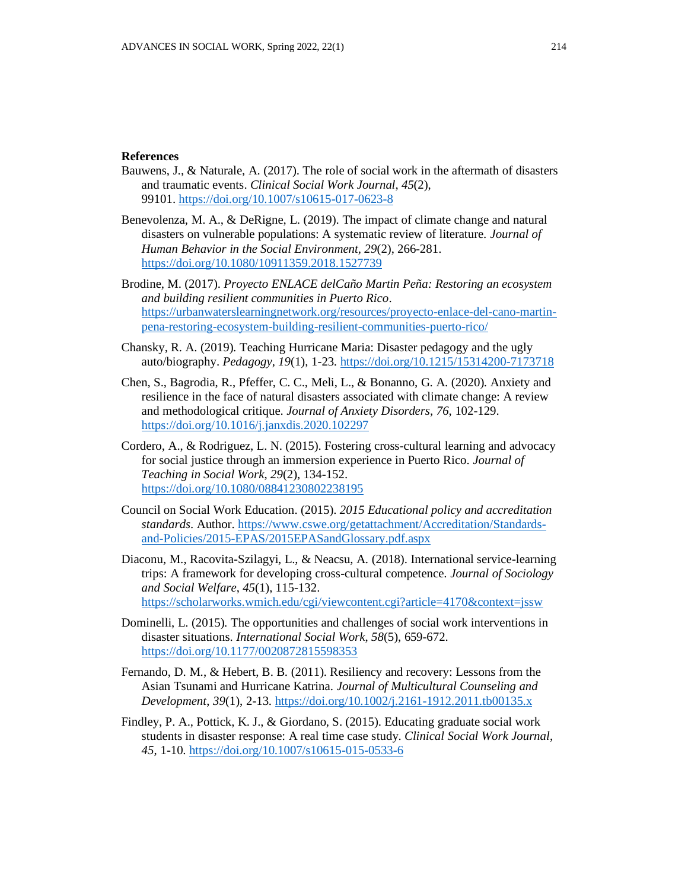**References**

Bauwens, J., & Naturale, A. (2017). The role of social work in the aftermath of disasters and traumatic events. *Clinical Social Work Journal*, *45*(2), 99101. https://doi.org/10.1007/s10615-017-0623-8

Benevolenza, M. A., & DeRigne, L. (2019). The impact of climate change and natural disasters on vulnerable populations: A systematic review of literature. *Journal of Human Behavior in the Social Environment, 29*(2), 266-281. https://doi.org/10.1080/10911359.2018.1527739

Brodine, M. (2017). *Proyecto ENLACE delCaño Martin Peña: Restoring an ecosystem and building resilient communities in Puerto Rico*. https://urbanwaterslearningnetwork.org/resources/proyecto-enlace-del-cano-martin-pena-restoring-ecosystem-building-resilient-communities-puerto-rico/

Chansky, R. A. (2019). Teaching Hurricane Maria: Disaster pedagogy and the ugly auto/biography. *Pedagogy, 19*(1), 1-23. https://doi.org/10.1215/15314200-7173718

Chen, S., Bagrodia, R., Pfeffer, C. C., Meli, L., & Bonanno, G. A. (2020). Anxiety and resilience in the face of natural disasters associated with climate change: A review and methodological critique. *Journal of Anxiety Disorders, 76*, 102-129. https://doi.org/10.1016/j.janxdis.2020.102297

Cordero, A., & Rodriguez, L. N. (2015). Fostering cross-cultural learning and advocacy for social justice through an immersion experience in Puerto Rico. *Journal of Teaching in Social Work, 29*(2), 134-152. https://doi.org/10.1080/08841230802238195

Council on Social Work Education. (2015). *2015 Educational policy and accreditation standards*. Author. https://www.cswe.org/getattachment/Accreditation/Standards-and-Policies/2015-EPAS/2015EPASandGlossary.pdf.aspx

Diaconu, M., Racovita-Szilagyi, L., & Neacsu, A. (2018). International service-learning trips: A framework for developing cross-cultural competence. *Journal of Sociology and Social Welfare*, *45*(1), 115-132. https://scholarworks.wmich.edu/cgi/viewcontent.cgi?article=4170&context=jssw

Dominelli, L. (2015). The opportunities and challenges of social work interventions in disaster situations. *International Social Work*, *58*(5), 659-672. https://doi.org/10.1177/0020872815598353

Fernando, D. M., & Hebert, B. B. (2011). Resiliency and recovery: Lessons from the Asian Tsunami and Hurricane Katrina. *Journal of Multicultural Counseling and Development*, *39*(1), 2-13. https://doi.org/10.1002/j.2161-1912.2011.tb00135.x

Findley, P. A., Pottick, K. J., & Giordano, S. (2015). Educating graduate social work students in disaster response: A real time case study. *Clinical Social Work Journal*, *45*, 1-10. https://doi.org/10.1007/s10615-015-0533-6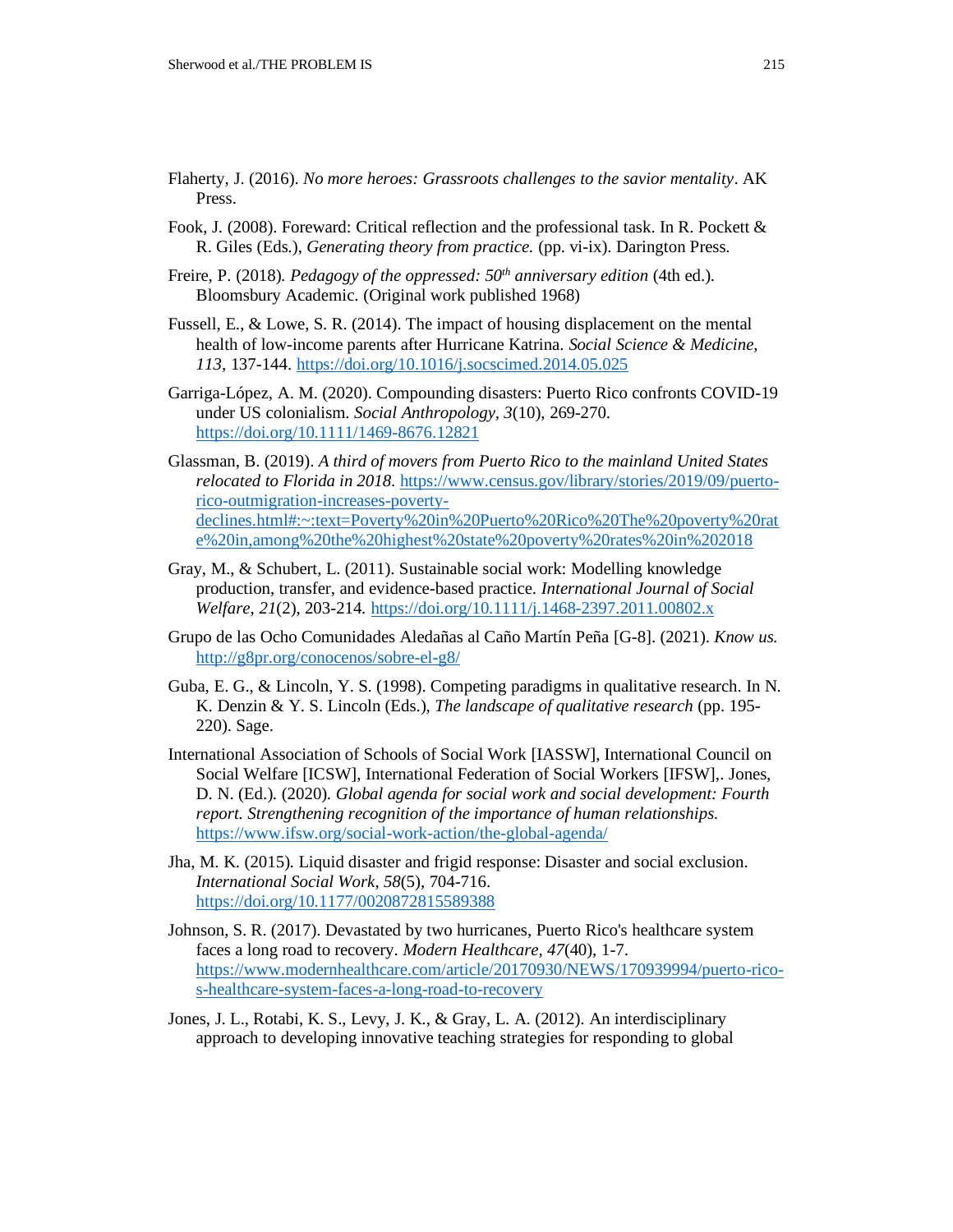Flaherty, J. (2016). *No more heroes: Grassroots challenges to the savior mentality*. AK Press.

Fook, J. (2008). Foreward: Critical reflection and the professional task. In R. Pockett & R. Giles (Eds.), *Generating theory from practice.* (pp. vi-ix). Darington Press.

Freire, P. (2018). *Pedagogy of the oppressed: 50th anniversary edition* (4th ed.). Bloomsbury Academic. (Original work published 1968)

Fussell, E., & Lowe, S. R. (2014). The impact of housing displacement on the mental health of low-income parents after Hurricane Katrina. *Social Science & Medicine, 113*, 137-144. https://doi.org/10.1016/j.socscimed.2014.05.025

Garriga-López, A. M. (2020). Compounding disasters: Puerto Rico confronts COVID-19 under US colonialism. *Social Anthropology, 3*(10), 269-270. https://doi.org/10.1111/1469-8676.12821

Glassman, B. (2019). *A third of movers from Puerto Rico to the mainland United States relocated to Florida in 2018.* https://www.census.gov/library/stories/2019/09/puerto-rico-outmigration-increases-poverty-declines.html#:~:text=Poverty%20in%20Puerto%20Rico%20The%20poverty%20rate%20in,among%20the%20highest%20state%20poverty%20rates%20in%202018

Gray, M., & Schubert, L. (2011). Sustainable social work: Modelling knowledge production, transfer, and evidence-based practice. *International Journal of Social Welfare, 21*(2), 203-214. https://doi.org/10.1111/j.1468-2397.2011.00802.x

Grupo de las Ocho Comunidades Aledañas al Caño Martín Peña [G-8]. (2021). *Know us.* http://g8pr.org/conocenos/sobre-el-g8/

Guba, E. G., & Lincoln, Y. S. (1998). Competing paradigms in qualitative research. In N. K. Denzin & Y. S. Lincoln (Eds.), *The landscape of qualitative research* (pp. 195-220). Sage.

International Association of Schools of Social Work [IASSW], International Council on Social Welfare [ICSW], International Federation of Social Workers [IFSW],. Jones, D. N. (Ed.). (2020). *Global agenda for social work and social development: Fourth report. Strengthening recognition of the importance of human relationships.* https://www.ifsw.org/social-work-action/the-global-agenda/

Jha, M. K. (2015). Liquid disaster and frigid response: Disaster and social exclusion. *International Social Work*, *58*(5), 704-716. https://doi.org/10.1177/0020872815589388

Johnson, S. R. (2017). Devastated by two hurricanes, Puerto Rico's healthcare system faces a long road to recovery. *Modern Healthcare*, *47*(40), 1-7. https://www.modernhealthcare.com/article/20170930/NEWS/170939994/puerto-rico-s-healthcare-system-faces-a-long-road-to-recovery

Jones, J. L., Rotabi, K. S., Levy, J. K., & Gray, L. A. (2012). An interdisciplinary approach to developing innovative teaching strategies for responding to global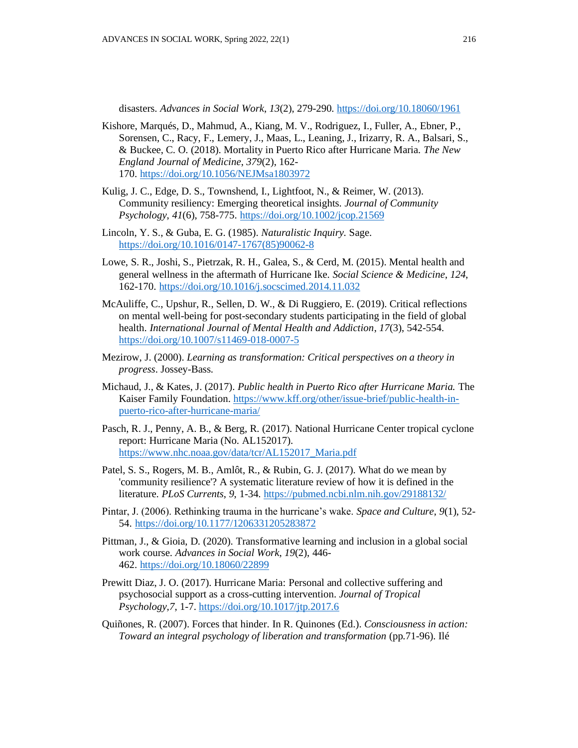disasters. *Advances in Social Work*, *13*(2), 279-290. https://doi.org/10.18060/1961

Kishore, Marqués, D., Mahmud, A., Kiang, M. V., Rodriguez, I., Fuller, A., Ebner, P., Sorensen, C., Racy, F., Lemery, J., Maas, L., Leaning, J., Irizarry, R. A., Balsari, S., & Buckee, C. O. (2018). Mortality in Puerto Rico after Hurricane Maria. *The New England Journal of Medicine*, *379*(2), 162-170. https://doi.org/10.1056/NEJMsa1803972

Kulig, J. C., Edge, D. S., Townshend, I., Lightfoot, N., & Reimer, W. (2013). Community resiliency: Emerging theoretical insights. *Journal of Community Psychology*, *41*(6), 758-775. https://doi.org/10.1002/jcop.21569

Lincoln, Y. S., & Guba, E. G. (1985). *Naturalistic Inquiry.* Sage. https://doi.org/10.1016/0147-1767(85)90062-8

Lowe, S. R., Joshi, S., Pietrzak, R. H., Galea, S., & Cerd, M. (2015). Mental health and general wellness in the aftermath of Hurricane Ike. *Social Science & Medicine*, *124*, 162-170. https://doi.org/10.1016/j.socscimed.2014.11.032

McAuliffe, C., Upshur, R., Sellen, D. W., & Di Ruggiero, E. (2019). Critical reflections on mental well-being for post-secondary students participating in the field of global health. *International Journal of Mental Health and Addiction*, *17*(3), 542-554. https://doi.org/10.1007/s11469-018-0007-5

Mezirow, J. (2000). *Learning as transformation: Critical perspectives on a theory in progress*. Jossey-Bass.

Michaud, J., & Kates, J. (2017). *Public health in Puerto Rico after Hurricane Maria.* The Kaiser Family Foundation. https://www.kff.org/other/issue-brief/public-health-in-puerto-rico-after-hurricane-maria/

Pasch, R. J., Penny, A. B., & Berg, R. (2017). National Hurricane Center tropical cyclone report: Hurricane Maria (No. AL152017). https://www.nhc.noaa.gov/data/tcr/AL152017_Maria.pdf

Patel, S. S., Rogers, M. B., Amlôt, R., & Rubin, G. J. (2017). What do we mean by 'community resilience'? A systematic literature review of how it is defined in the literature. *PLoS Currents*, *9*, 1-34. https://pubmed.ncbi.nlm.nih.gov/29188132/

Pintar, J. (2006). Rethinking trauma in the hurricane's wake. *Space and Culture*, *9*(1), 52-54. https://doi.org/10.1177/1206331205283872

Pittman, J., & Gioia, D. (2020). Transformative learning and inclusion in a global social work course. *Advances in Social Work*, *19*(2), 446-462. https://doi.org/10.18060/22899

Prewitt Diaz, J. O. (2017). Hurricane Maria: Personal and collective suffering and psychosocial support as a cross-cutting intervention. *Journal of Tropical Psychology*,*7*, 1-7. https://doi.org/10.1017/jtp.2017.6

Quiñones, R. (2007). Forces that hinder. In R. Quinones (Ed.). *Consciousness in action: Toward an integral psychology of liberation and transformation* (pp.71-96). Ilé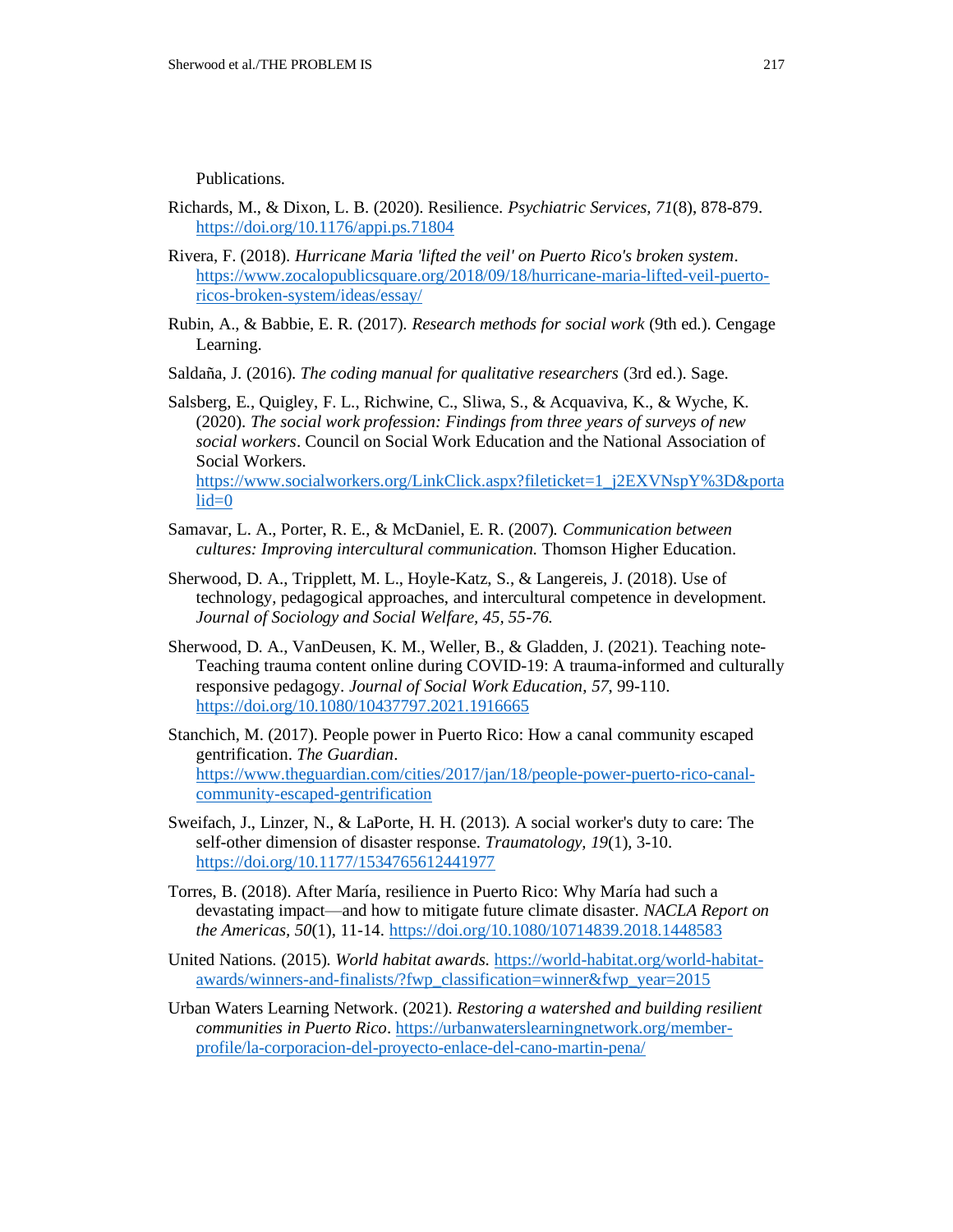Publications.

Richards, M., & Dixon, L. B. (2020). Resilience. *Psychiatric Services, 71*(8), 878-879. https://doi.org/10.1176/appi.ps.71804

Rivera, F. (2018). *Hurricane Maria 'lifted the veil' on Puerto Rico's broken system*. https://www.zocalopublicsquare.org/2018/09/18/hurricane-maria-lifted-veil-puerto-ricos-broken-system/ideas/essay/

Rubin, A., & Babbie, E. R. (2017). *Research methods for social work* (9th ed.). Cengage Learning.

Saldaña, J. (2016). *The coding manual for qualitative researchers* (3rd ed.). Sage.

Salsberg, E., Quigley, F. L., Richwine, C., Sliwa, S., & Acquaviva, K., & Wyche, K. (2020). *The social work profession: Findings from three years of surveys of new social workers*. Council on Social Work Education and the National Association of Social Workers. https://www.socialworkers.org/LinkClick.aspx?fileticket=1_j2EXVNspY%3D&portalid=0

Samavar, L. A., Porter, R. E., & McDaniel, E. R. (2007). *Communication between cultures: Improving intercultural communication.* Thomson Higher Education.

Sherwood, D. A., Tripplett, M. L., Hoyle-Katz, S., & Langereis, J. (2018). Use of technology, pedagogical approaches, and intercultural competence in development. *Journal of Sociology and Social Welfare, 45, 55-76.*

Sherwood, D. A., VanDeusen, K. M., Weller, B., & Gladden, J. (2021). Teaching note-Teaching trauma content online during COVID-19: A trauma-informed and culturally responsive pedagogy. *Journal of Social Work Education*, *57*, 99-110. https://doi.org/10.1080/10437797.2021.1916665

Stanchich, M. (2017). People power in Puerto Rico: How a canal community escaped gentrification. *The Guardian*. https://www.theguardian.com/cities/2017/jan/18/people-power-puerto-rico-canal-community-escaped-gentrification

Sweifach, J., Linzer, N., & LaPorte, H. H. (2013). A social worker's duty to care: The self-other dimension of disaster response. *Traumatology, 19*(1), 3-10. https://doi.org/10.1177/1534765612441977

Torres, B. (2018). After María, resilience in Puerto Rico: Why María had such a devastating impact—and how to mitigate future climate disaster. *NACLA Report on the Americas, 50*(1), 11-14. https://doi.org/10.1080/10714839.2018.1448583

United Nations. (2015). *World habitat awards.* https://world-habitat.org/world-habitat-awards/winners-and-finalists/?fwp_classification=winner&fwp_year=2015

Urban Waters Learning Network. (2021). *Restoring a watershed and building resilient communities in Puerto Rico*. https://urbanwaterslearningnetwork.org/member-profile/la-corporacion-del-proyecto-enlace-del-cano-martin-pena/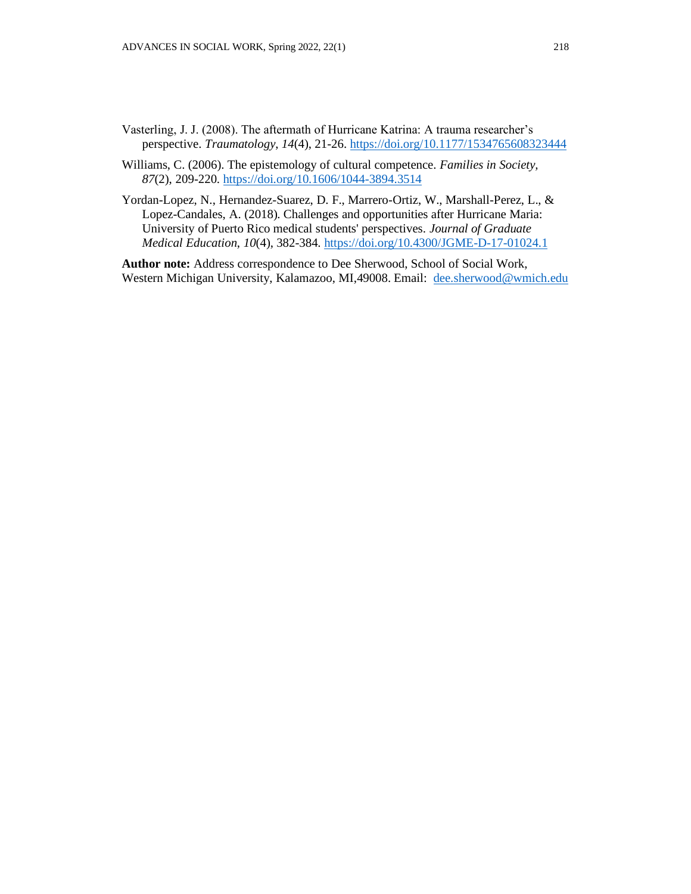Vasterling, J. J. (2008). The aftermath of Hurricane Katrina: A trauma researcher's perspective. *Traumatology*, *14*(4), 21-26. https://doi.org/10.1177/1534765608323444

Williams, C. (2006). The epistemology of cultural competence. *Families in Society*, *87*(2), 209-220. https://doi.org/10.1606/1044-3894.3514

Yordan-Lopez, N., Hernandez-Suarez, D. F., Marrero-Ortiz, W., Marshall-Perez, L., & Lopez-Candales, A. (2018). Challenges and opportunities after Hurricane Maria: University of Puerto Rico medical students' perspectives. *Journal of Graduate Medical Education*, *10*(4), 382-384. https://doi.org/10.4300/JGME-D-17-01024.1

**Author note:** Address correspondence to Dee Sherwood, School of Social Work, Western Michigan University, Kalamazoo, MI,49008. Email: dee.sherwood@wmich.edu